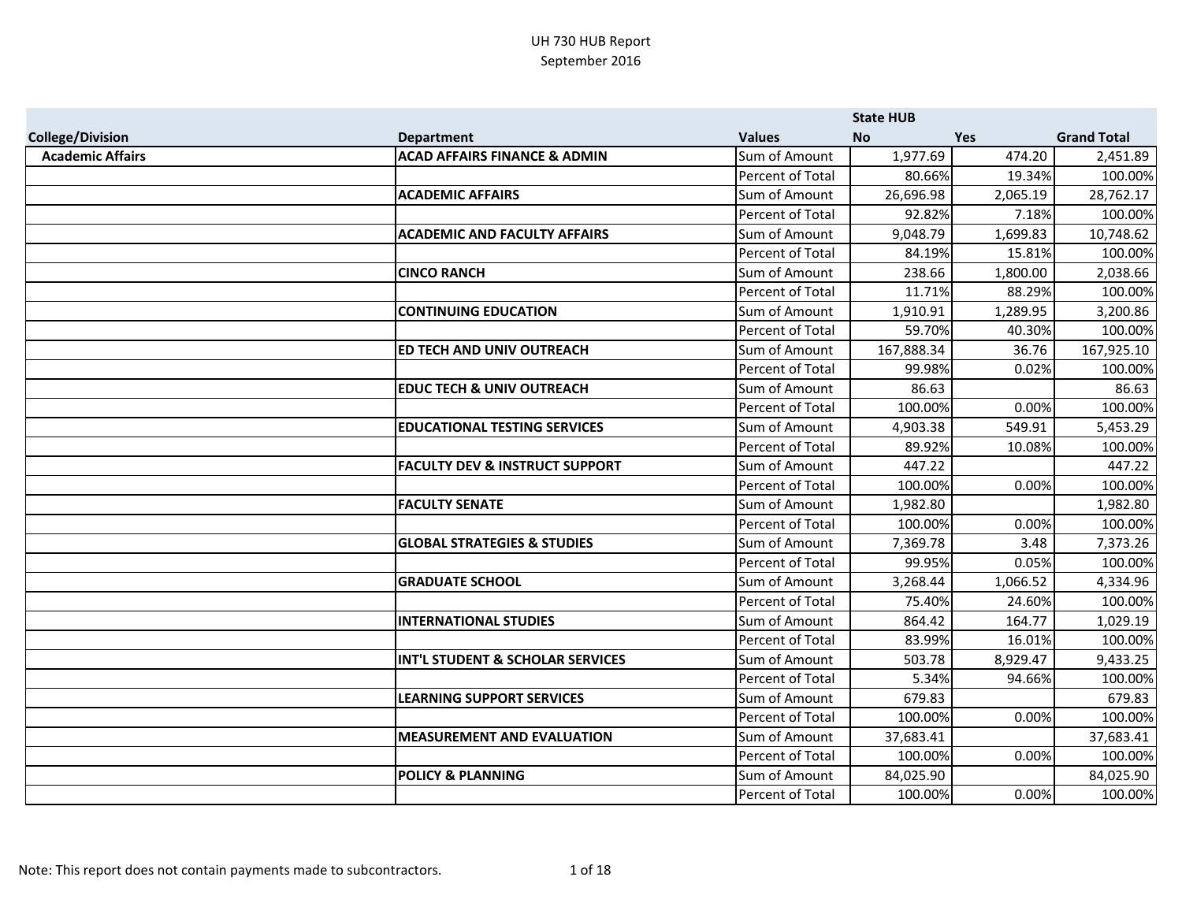UH 730 HUB Report
September 2016

| College/Division | Department | Values | State HUB No | Yes | Grand Total |
|---|---|---|---|---|---|
| **Academic Affairs** | **ACAD AFFAIRS FINANCE & ADMIN** | Sum of Amount | 1,977.69 | 474.20 | 2,451.89 |
| | | Percent of Total | 80.66% | 19.34% | 100.00% |
| | **ACADEMIC AFFAIRS** | Sum of Amount | 26,696.98 | 2,065.19 | 28,762.17 |
| | | Percent of Total | 92.82% | 7.18% | 100.00% |
| | **ACADEMIC AND FACULTY AFFAIRS** | Sum of Amount | 9,048.79 | 1,699.83 | 10,748.62 |
| | | Percent of Total | 84.19% | 15.81% | 100.00% |
| | **CINCO RANCH** | Sum of Amount | 238.66 | 1,800.00 | 2,038.66 |
| | | Percent of Total | 11.71% | 88.29% | 100.00% |
| | **CONTINUING EDUCATION** | Sum of Amount | 1,910.91 | 1,289.95 | 3,200.86 |
| | | Percent of Total | 59.70% | 40.30% | 100.00% |
| | **ED TECH AND UNIV OUTREACH** | Sum of Amount | 167,888.34 | 36.76 | 167,925.10 |
| | | Percent of Total | 99.98% | 0.02% | 100.00% |
| | **EDUC TECH & UNIV OUTREACH** | Sum of Amount | 86.63 | | 86.63 |
| | | Percent of Total | 100.00% | 0.00% | 100.00% |
| | **EDUCATIONAL TESTING SERVICES** | Sum of Amount | 4,903.38 | 549.91 | 5,453.29 |
| | | Percent of Total | 89.92% | 10.08% | 100.00% |
| | **FACULTY DEV & INSTRUCT SUPPORT** | Sum of Amount | 447.22 | | 447.22 |
| | | Percent of Total | 100.00% | 0.00% | 100.00% |
| | **FACULTY SENATE** | Sum of Amount | 1,982.80 | | 1,982.80 |
| | | Percent of Total | 100.00% | 0.00% | 100.00% |
| | **GLOBAL STRATEGIES & STUDIES** | Sum of Amount | 7,369.78 | 3.48 | 7,373.26 |
| | | Percent of Total | 99.95% | 0.05% | 100.00% |
| | **GRADUATE SCHOOL** | Sum of Amount | 3,268.44 | 1,066.52 | 4,334.96 |
| | | Percent of Total | 75.40% | 24.60% | 100.00% |
| | **INTERNATIONAL STUDIES** | Sum of Amount | 864.42 | 164.77 | 1,029.19 |
| | | Percent of Total | 83.99% | 16.01% | 100.00% |
| | **INT'L STUDENT & SCHOLAR SERVICES** | Sum of Amount | 503.78 | 8,929.47 | 9,433.25 |
| | | Percent of Total | 5.34% | 94.66% | 100.00% |
| | **LEARNING SUPPORT SERVICES** | Sum of Amount | 679.83 | | 679.83 |
| | | Percent of Total | 100.00% | 0.00% | 100.00% |
| | **MEASUREMENT AND EVALUATION** | Sum of Amount | 37,683.41 | | 37,683.41 |
| | | Percent of Total | 100.00% | 0.00% | 100.00% |
| | **POLICY & PLANNING** | Sum of Amount | 84,025.90 | | 84,025.90 |
| | | Percent of Total | 100.00% | 0.00% | 100.00% |

Note: This report does not contain payments made to subcontractors.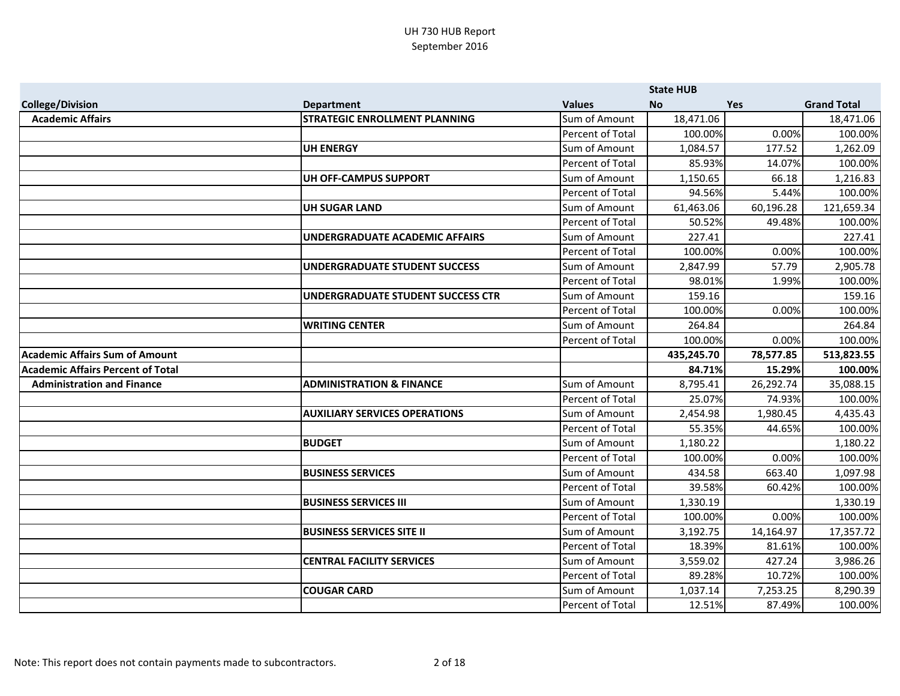UH 730 HUB Report
September 2016

| College/Division | Department | Values | State HUB No | Yes | Grand Total |
|---|---|---|---|---|---|
| **Academic Affairs** | **STRATEGIC ENROLLMENT PLANNING** | Sum of Amount | 18,471.06 | | 18,471.06 |
| | | Percent of Total | 100.00% | 0.00% | 100.00% |
| | **UH ENERGY** | Sum of Amount | 1,084.57 | 177.52 | 1,262.09 |
| | | Percent of Total | 85.93% | 14.07% | 100.00% |
| | **UH OFF-CAMPUS SUPPORT** | Sum of Amount | 1,150.65 | 66.18 | 1,216.83 |
| | | Percent of Total | 94.56% | 5.44% | 100.00% |
| | **UH SUGAR LAND** | Sum of Amount | 61,463.06 | 60,196.28 | 121,659.34 |
| | | Percent of Total | 50.52% | 49.48% | 100.00% |
| | **UNDERGRADUATE ACADEMIC AFFAIRS** | Sum of Amount | 227.41 | | 227.41 |
| | | Percent of Total | 100.00% | 0.00% | 100.00% |
| | **UNDERGRADUATE STUDENT SUCCESS** | Sum of Amount | 2,847.99 | 57.79 | 2,905.78 |
| | | Percent of Total | 98.01% | 1.99% | 100.00% |
| | **UNDERGRADUATE STUDENT SUCCESS CTR** | Sum of Amount | 159.16 | | 159.16 |
| | | Percent of Total | 100.00% | 0.00% | 100.00% |
| | **WRITING CENTER** | Sum of Amount | 264.84 | | 264.84 |
| | | Percent of Total | 100.00% | 0.00% | 100.00% |
| **Academic Affairs Sum of Amount** | | | **435,245.70** | **78,577.85** | **513,823.55** |
| **Academic Affairs Percent of Total** | | | **84.71%** | **15.29%** | **100.00%** |
| **Administration and Finance** | **ADMINISTRATION & FINANCE** | Sum of Amount | 8,795.41 | 26,292.74 | 35,088.15 |
| | | Percent of Total | 25.07% | 74.93% | 100.00% |
| | **AUXILIARY SERVICES OPERATIONS** | Sum of Amount | 2,454.98 | 1,980.45 | 4,435.43 |
| | | Percent of Total | 55.35% | 44.65% | 100.00% |
| | **BUDGET** | Sum of Amount | 1,180.22 | | 1,180.22 |
| | | Percent of Total | 100.00% | 0.00% | 100.00% |
| | **BUSINESS SERVICES** | Sum of Amount | 434.58 | 663.40 | 1,097.98 |
| | | Percent of Total | 39.58% | 60.42% | 100.00% |
| | **BUSINESS SERVICES III** | Sum of Amount | 1,330.19 | | 1,330.19 |
| | | Percent of Total | 100.00% | 0.00% | 100.00% |
| | **BUSINESS SERVICES SITE II** | Sum of Amount | 3,192.75 | 14,164.97 | 17,357.72 |
| | | Percent of Total | 18.39% | 81.61% | 100.00% |
| | **CENTRAL FACILITY SERVICES** | Sum of Amount | 3,559.02 | 427.24 | 3,986.26 |
| | | Percent of Total | 89.28% | 10.72% | 100.00% |
| | **COUGAR CARD** | Sum of Amount | 1,037.14 | 7,253.25 | 8,290.39 |
| | | Percent of Total | 12.51% | 87.49% | 100.00% |

Note: This report does not contain payments made to subcontractors.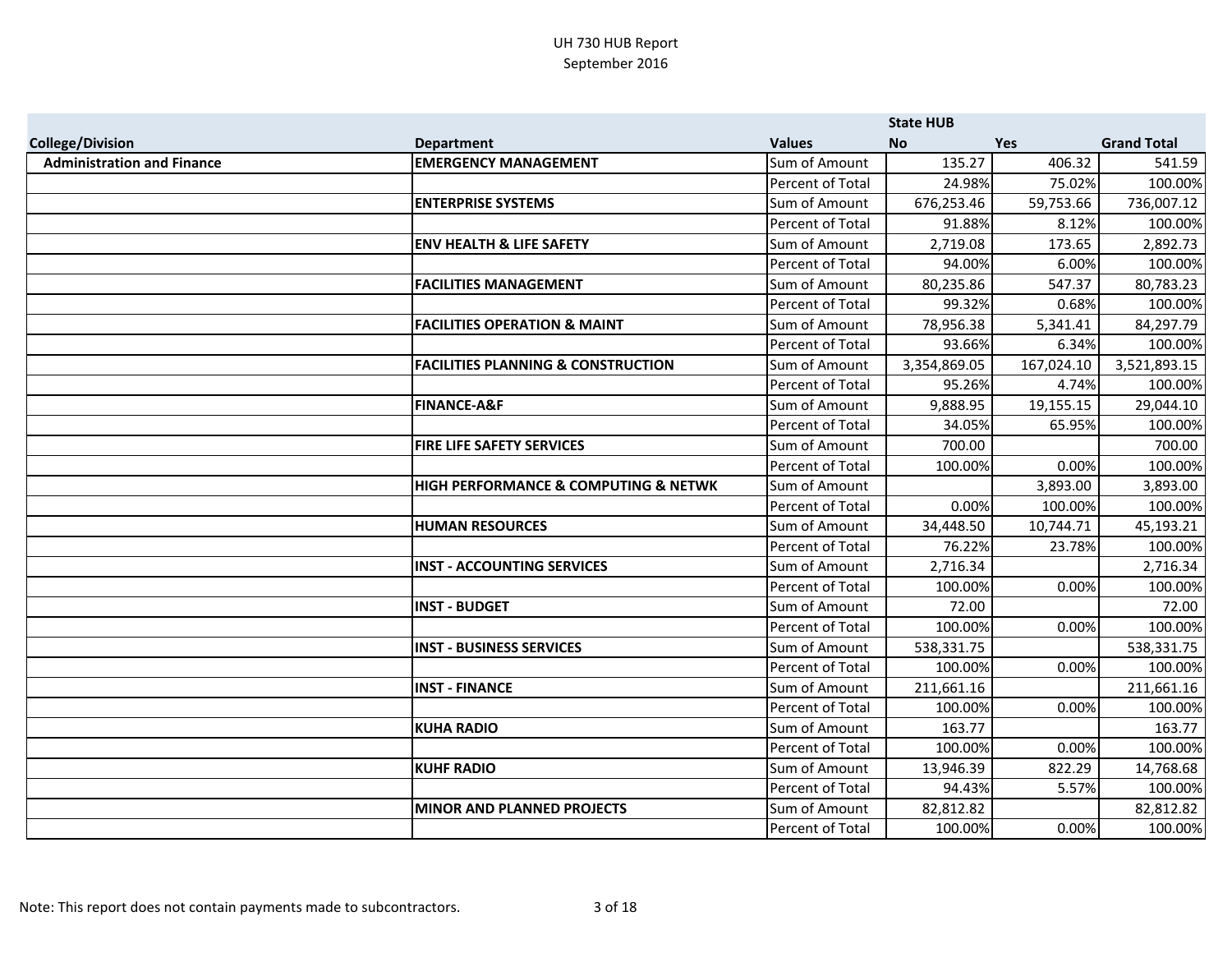UH 730 HUB Report
September 2016

| | | | State HUB | | |
|---|---|---|---|---|---|
| **College/Division** | **Department** | **Values** | **No** | **Yes** | **Grand Total** |
| **Administration and Finance** | **EMERGENCY MANAGEMENT** | Sum of Amount | 135.27 | 406.32 | 541.59 |
| | | Percent of Total | 24.98% | 75.02% | 100.00% |
| | **ENTERPRISE SYSTEMS** | Sum of Amount | 676,253.46 | 59,753.66 | 736,007.12 |
| | | Percent of Total | 91.88% | 8.12% | 100.00% |
| | **ENV HEALTH & LIFE SAFETY** | Sum of Amount | 2,719.08 | 173.65 | 2,892.73 |
| | | Percent of Total | 94.00% | 6.00% | 100.00% |
| | **FACILITIES MANAGEMENT** | Sum of Amount | 80,235.86 | 547.37 | 80,783.23 |
| | | Percent of Total | 99.32% | 0.68% | 100.00% |
| | **FACILITIES OPERATION & MAINT** | Sum of Amount | 78,956.38 | 5,341.41 | 84,297.79 |
| | | Percent of Total | 93.66% | 6.34% | 100.00% |
| | **FACILITIES PLANNING & CONSTRUCTION** | Sum of Amount | 3,354,869.05 | 167,024.10 | 3,521,893.15 |
| | | Percent of Total | 95.26% | 4.74% | 100.00% |
| | **FINANCE-A&F** | Sum of Amount | 9,888.95 | 19,155.15 | 29,044.10 |
| | | Percent of Total | 34.05% | 65.95% | 100.00% |
| | **FIRE LIFE SAFETY SERVICES** | Sum of Amount | 700.00 | | 700.00 |
| | | Percent of Total | 100.00% | 0.00% | 100.00% |
| | **HIGH PERFORMANCE & COMPUTING & NETWK** | Sum of Amount | | 3,893.00 | 3,893.00 |
| | | Percent of Total | 0.00% | 100.00% | 100.00% |
| | **HUMAN RESOURCES** | Sum of Amount | 34,448.50 | 10,744.71 | 45,193.21 |
| | | Percent of Total | 76.22% | 23.78% | 100.00% |
| | **INST - ACCOUNTING SERVICES** | Sum of Amount | 2,716.34 | | 2,716.34 |
| | | Percent of Total | 100.00% | 0.00% | 100.00% |
| | **INST - BUDGET** | Sum of Amount | 72.00 | | 72.00 |
| | | Percent of Total | 100.00% | 0.00% | 100.00% |
| | **INST - BUSINESS SERVICES** | Sum of Amount | 538,331.75 | | 538,331.75 |
| | | Percent of Total | 100.00% | 0.00% | 100.00% |
| | **INST - FINANCE** | Sum of Amount | 211,661.16 | | 211,661.16 |
| | | Percent of Total | 100.00% | 0.00% | 100.00% |
| | **KUHA RADIO** | Sum of Amount | 163.77 | | 163.77 |
| | | Percent of Total | 100.00% | 0.00% | 100.00% |
| | **KUHF RADIO** | Sum of Amount | 13,946.39 | 822.29 | 14,768.68 |
| | | Percent of Total | 94.43% | 5.57% | 100.00% |
| | **MINOR AND PLANNED PROJECTS** | Sum of Amount | 82,812.82 | | 82,812.82 |
| | | Percent of Total | 100.00% | 0.00% | 100.00% |

Note: This report does not contain payments made to subcontractors.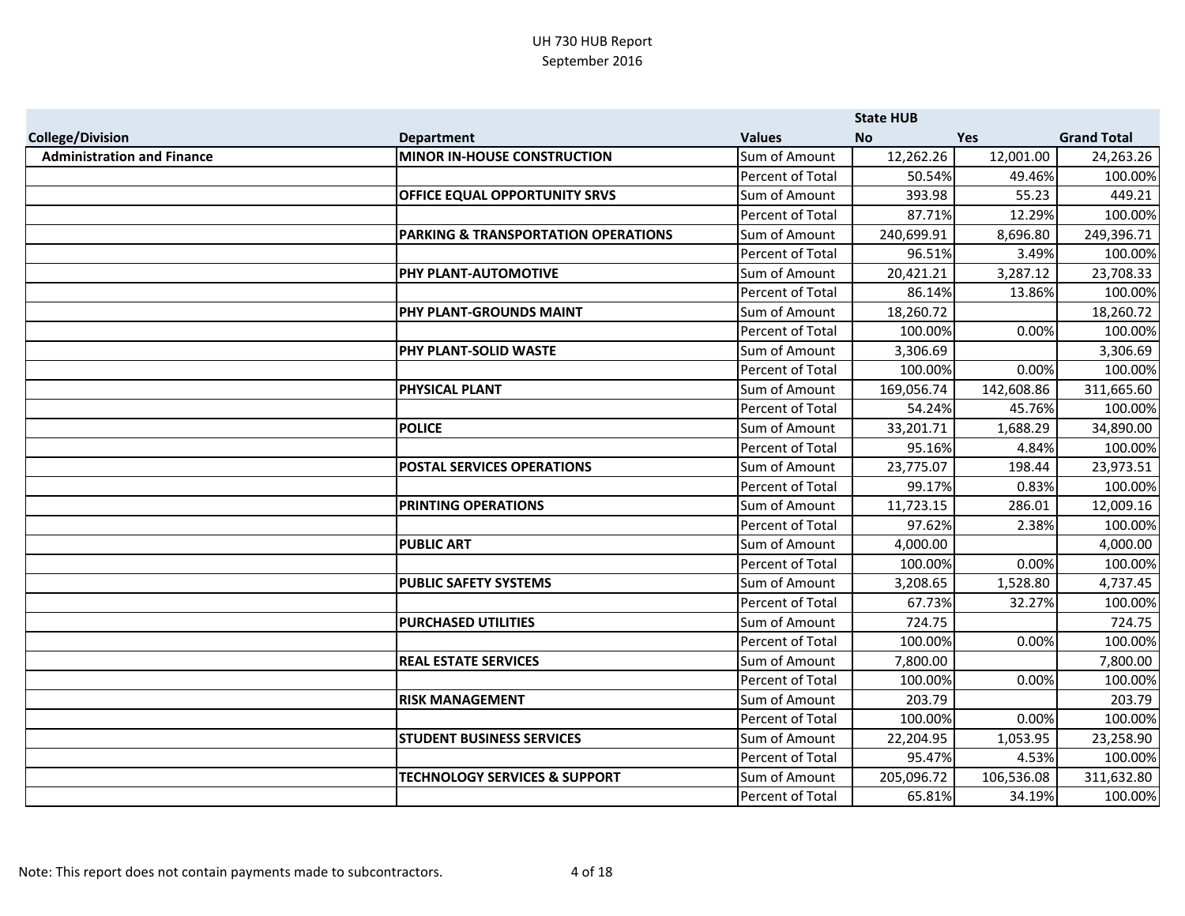UH 730 HUB Report
September 2016

| College/Division | Department | Values | State HUB No | Yes | Grand Total |
|---|---|---|---|---|---|
| **Administration and Finance** | **MINOR IN-HOUSE CONSTRUCTION** | Sum of Amount | 12,262.26 | 12,001.00 | 24,263.26 |
| | | Percent of Total | 50.54% | 49.46% | 100.00% |
| | **OFFICE EQUAL OPPORTUNITY SRVS** | Sum of Amount | 393.98 | 55.23 | 449.21 |
| | | Percent of Total | 87.71% | 12.29% | 100.00% |
| | **PARKING & TRANSPORTATION OPERATIONS** | Sum of Amount | 240,699.91 | 8,696.80 | 249,396.71 |
| | | Percent of Total | 96.51% | 3.49% | 100.00% |
| | **PHY PLANT-AUTOMOTIVE** | Sum of Amount | 20,421.21 | 3,287.12 | 23,708.33 |
| | | Percent of Total | 86.14% | 13.86% | 100.00% |
| | **PHY PLANT-GROUNDS MAINT** | Sum of Amount | 18,260.72 | | 18,260.72 |
| | | Percent of Total | 100.00% | 0.00% | 100.00% |
| | **PHY PLANT-SOLID WASTE** | Sum of Amount | 3,306.69 | | 3,306.69 |
| | | Percent of Total | 100.00% | 0.00% | 100.00% |
| | **PHYSICAL PLANT** | Sum of Amount | 169,056.74 | 142,608.86 | 311,665.60 |
| | | Percent of Total | 54.24% | 45.76% | 100.00% |
| | **POLICE** | Sum of Amount | 33,201.71 | 1,688.29 | 34,890.00 |
| | | Percent of Total | 95.16% | 4.84% | 100.00% |
| | **POSTAL SERVICES OPERATIONS** | Sum of Amount | 23,775.07 | 198.44 | 23,973.51 |
| | | Percent of Total | 99.17% | 0.83% | 100.00% |
| | **PRINTING OPERATIONS** | Sum of Amount | 11,723.15 | 286.01 | 12,009.16 |
| | | Percent of Total | 97.62% | 2.38% | 100.00% |
| | **PUBLIC ART** | Sum of Amount | 4,000.00 | | 4,000.00 |
| | | Percent of Total | 100.00% | 0.00% | 100.00% |
| | **PUBLIC SAFETY SYSTEMS** | Sum of Amount | 3,208.65 | 1,528.80 | 4,737.45 |
| | | Percent of Total | 67.73% | 32.27% | 100.00% |
| | **PURCHASED UTILITIES** | Sum of Amount | 724.75 | | 724.75 |
| | | Percent of Total | 100.00% | 0.00% | 100.00% |
| | **REAL ESTATE SERVICES** | Sum of Amount | 7,800.00 | | 7,800.00 |
| | | Percent of Total | 100.00% | 0.00% | 100.00% |
| | **RISK MANAGEMENT** | Sum of Amount | 203.79 | | 203.79 |
| | | Percent of Total | 100.00% | 0.00% | 100.00% |
| | **STUDENT BUSINESS SERVICES** | Sum of Amount | 22,204.95 | 1,053.95 | 23,258.90 |
| | | Percent of Total | 95.47% | 4.53% | 100.00% |
| | **TECHNOLOGY SERVICES & SUPPORT** | Sum of Amount | 205,096.72 | 106,536.08 | 311,632.80 |
| | | Percent of Total | 65.81% | 34.19% | 100.00% |

Note: This report does not contain payments made to subcontractors.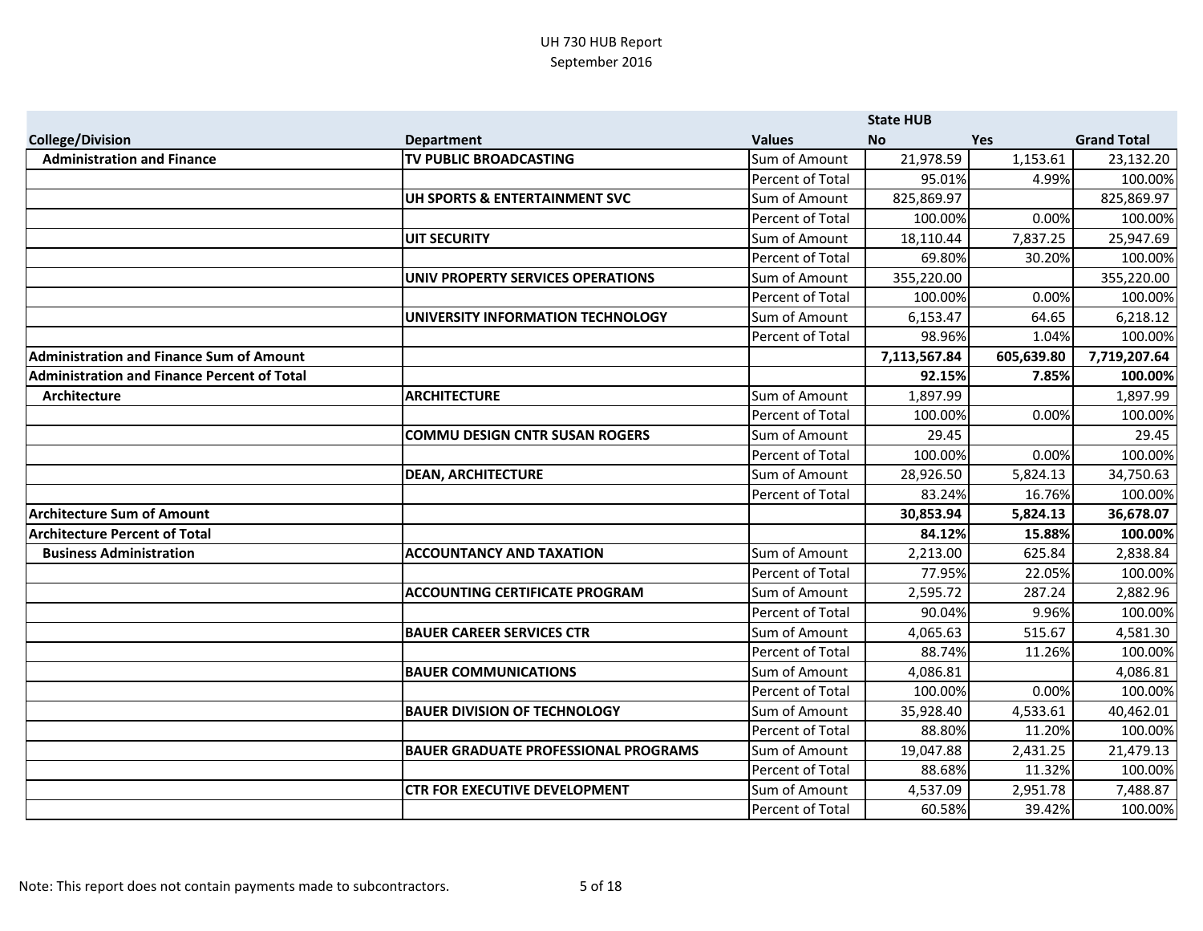UH 730 HUB Report
September 2016

| College/Division | Department | Values | State HUB No | Yes | Grand Total |
|---|---|---|---|---|---|
| **Administration and Finance** | **TV PUBLIC BROADCASTING** | Sum of Amount | 21,978.59 | 1,153.61 | 23,132.20 |
| | | Percent of Total | 95.01% | 4.99% | 100.00% |
| | **UH SPORTS & ENTERTAINMENT SVC** | Sum of Amount | 825,869.97 | | 825,869.97 |
| | | Percent of Total | 100.00% | 0.00% | 100.00% |
| | **UIT SECURITY** | Sum of Amount | 18,110.44 | 7,837.25 | 25,947.69 |
| | | Percent of Total | 69.80% | 30.20% | 100.00% |
| | **UNIV PROPERTY SERVICES OPERATIONS** | Sum of Amount | 355,220.00 | | 355,220.00 |
| | | Percent of Total | 100.00% | 0.00% | 100.00% |
| | **UNIVERSITY INFORMATION TECHNOLOGY** | Sum of Amount | 6,153.47 | 64.65 | 6,218.12 |
| | | Percent of Total | 98.96% | 1.04% | 100.00% |
| **Administration and Finance Sum of Amount** | | | **7,113,567.84** | **605,639.80** | **7,719,207.64** |
| **Administration and Finance Percent of Total** | | | **92.15%** | **7.85%** | **100.00%** |
| **Architecture** | **ARCHITECTURE** | Sum of Amount | 1,897.99 | | 1,897.99 |
| | | Percent of Total | 100.00% | 0.00% | 100.00% |
| | **COMMU DESIGN CNTR SUSAN ROGERS** | Sum of Amount | 29.45 | | 29.45 |
| | | Percent of Total | 100.00% | 0.00% | 100.00% |
| | **DEAN, ARCHITECTURE** | Sum of Amount | 28,926.50 | 5,824.13 | 34,750.63 |
| | | Percent of Total | 83.24% | 16.76% | 100.00% |
| **Architecture Sum of Amount** | | | **30,853.94** | **5,824.13** | **36,678.07** |
| **Architecture Percent of Total** | | | **84.12%** | **15.88%** | **100.00%** |
| **Business Administration** | **ACCOUNTANCY AND TAXATION** | Sum of Amount | 2,213.00 | 625.84 | 2,838.84 |
| | | Percent of Total | 77.95% | 22.05% | 100.00% |
| | **ACCOUNTING CERTIFICATE PROGRAM** | Sum of Amount | 2,595.72 | 287.24 | 2,882.96 |
| | | Percent of Total | 90.04% | 9.96% | 100.00% |
| | **BAUER CAREER SERVICES CTR** | Sum of Amount | 4,065.63 | 515.67 | 4,581.30 |
| | | Percent of Total | 88.74% | 11.26% | 100.00% |
| | **BAUER COMMUNICATIONS** | Sum of Amount | 4,086.81 | | 4,086.81 |
| | | Percent of Total | 100.00% | 0.00% | 100.00% |
| | **BAUER DIVISION OF TECHNOLOGY** | Sum of Amount | 35,928.40 | 4,533.61 | 40,462.01 |
| | | Percent of Total | 88.80% | 11.20% | 100.00% |
| | **BAUER GRADUATE PROFESSIONAL PROGRAMS** | Sum of Amount | 19,047.88 | 2,431.25 | 21,479.13 |
| | | Percent of Total | 88.68% | 11.32% | 100.00% |
| | **CTR FOR EXECUTIVE DEVELOPMENT** | Sum of Amount | 4,537.09 | 2,951.78 | 7,488.87 |
| | | Percent of Total | 60.58% | 39.42% | 100.00% |

Note: This report does not contain payments made to subcontractors.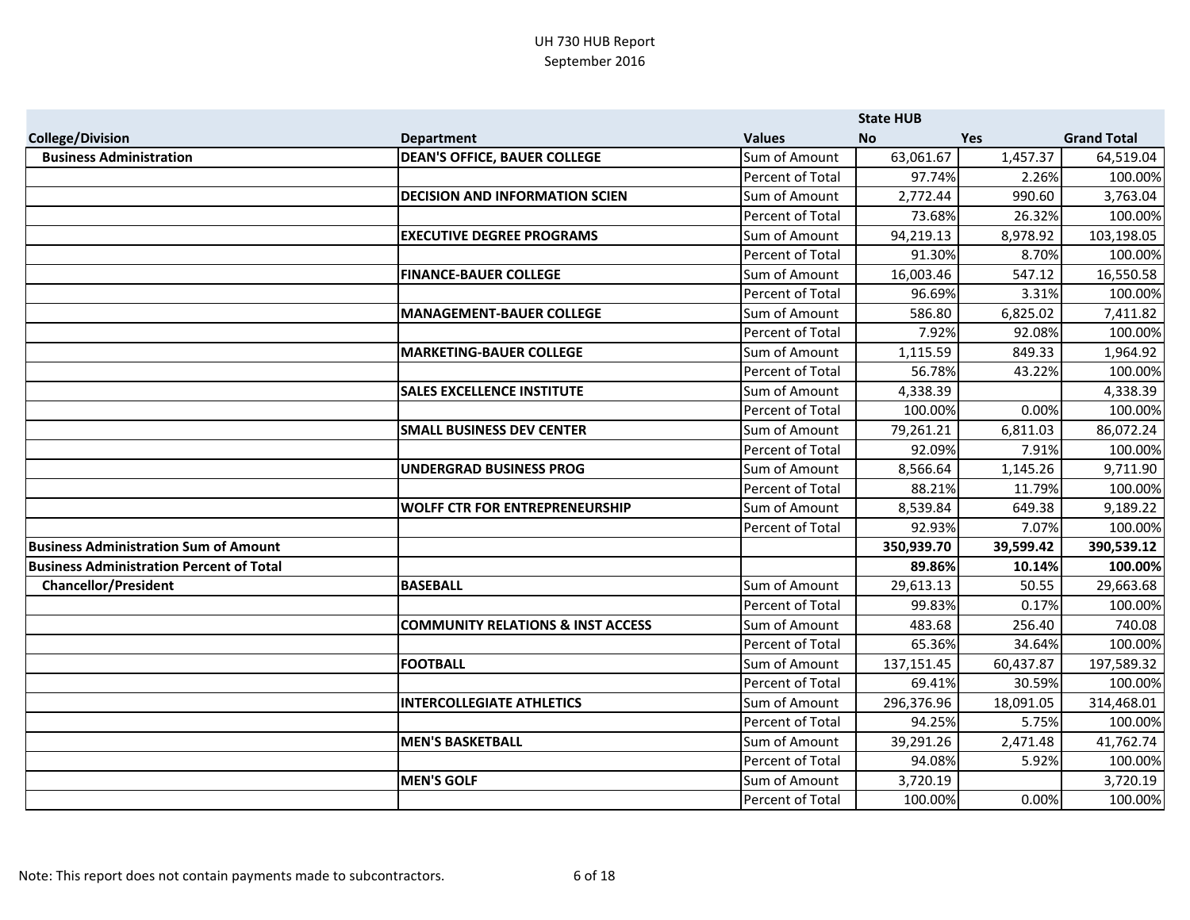UH 730 HUB Report
September 2016

| College/Division | Department | Values | State HUB No | Yes | Grand Total |
|---|---|---|---|---|---|
| **Business Administration** | **DEAN'S OFFICE, BAUER COLLEGE** | Sum of Amount | 63,061.67 | 1,457.37 | 64,519.04 |
| | | Percent of Total | 97.74% | 2.26% | 100.00% |
| | **DECISION AND INFORMATION SCIEN** | Sum of Amount | 2,772.44 | 990.60 | 3,763.04 |
| | | Percent of Total | 73.68% | 26.32% | 100.00% |
| | **EXECUTIVE DEGREE PROGRAMS** | Sum of Amount | 94,219.13 | 8,978.92 | 103,198.05 |
| | | Percent of Total | 91.30% | 8.70% | 100.00% |
| | **FINANCE-BAUER COLLEGE** | Sum of Amount | 16,003.46 | 547.12 | 16,550.58 |
| | | Percent of Total | 96.69% | 3.31% | 100.00% |
| | **MANAGEMENT-BAUER COLLEGE** | Sum of Amount | 586.80 | 6,825.02 | 7,411.82 |
| | | Percent of Total | 7.92% | 92.08% | 100.00% |
| | **MARKETING-BAUER COLLEGE** | Sum of Amount | 1,115.59 | 849.33 | 1,964.92 |
| | | Percent of Total | 56.78% | 43.22% | 100.00% |
| | **SALES EXCELLENCE INSTITUTE** | Sum of Amount | 4,338.39 | | 4,338.39 |
| | | Percent of Total | 100.00% | 0.00% | 100.00% |
| | **SMALL BUSINESS DEV CENTER** | Sum of Amount | 79,261.21 | 6,811.03 | 86,072.24 |
| | | Percent of Total | 92.09% | 7.91% | 100.00% |
| | **UNDERGRAD BUSINESS PROG** | Sum of Amount | 8,566.64 | 1,145.26 | 9,711.90 |
| | | Percent of Total | 88.21% | 11.79% | 100.00% |
| | **WOLFF CTR FOR ENTREPRENEURSHIP** | Sum of Amount | 8,539.84 | 649.38 | 9,189.22 |
| | | Percent of Total | 92.93% | 7.07% | 100.00% |
| **Business Administration Sum of Amount** | | | **350,939.70** | **39,599.42** | **390,539.12** |
| **Business Administration Percent of Total** | | | **89.86%** | **10.14%** | **100.00%** |
| **Chancellor/President** | **BASEBALL** | Sum of Amount | 29,613.13 | 50.55 | 29,663.68 |
| | | Percent of Total | 99.83% | 0.17% | 100.00% |
| | **COMMUNITY RELATIONS & INST ACCESS** | Sum of Amount | 483.68 | 256.40 | 740.08 |
| | | Percent of Total | 65.36% | 34.64% | 100.00% |
| | **FOOTBALL** | Sum of Amount | 137,151.45 | 60,437.87 | 197,589.32 |
| | | Percent of Total | 69.41% | 30.59% | 100.00% |
| | **INTERCOLLEGIATE ATHLETICS** | Sum of Amount | 296,376.96 | 18,091.05 | 314,468.01 |
| | | Percent of Total | 94.25% | 5.75% | 100.00% |
| | **MEN'S BASKETBALL** | Sum of Amount | 39,291.26 | 2,471.48 | 41,762.74 |
| | | Percent of Total | 94.08% | 5.92% | 100.00% |
| | **MEN'S GOLF** | Sum of Amount | 3,720.19 | | 3,720.19 |
| | | Percent of Total | 100.00% | 0.00% | 100.00% |

Note: This report does not contain payments made to subcontractors.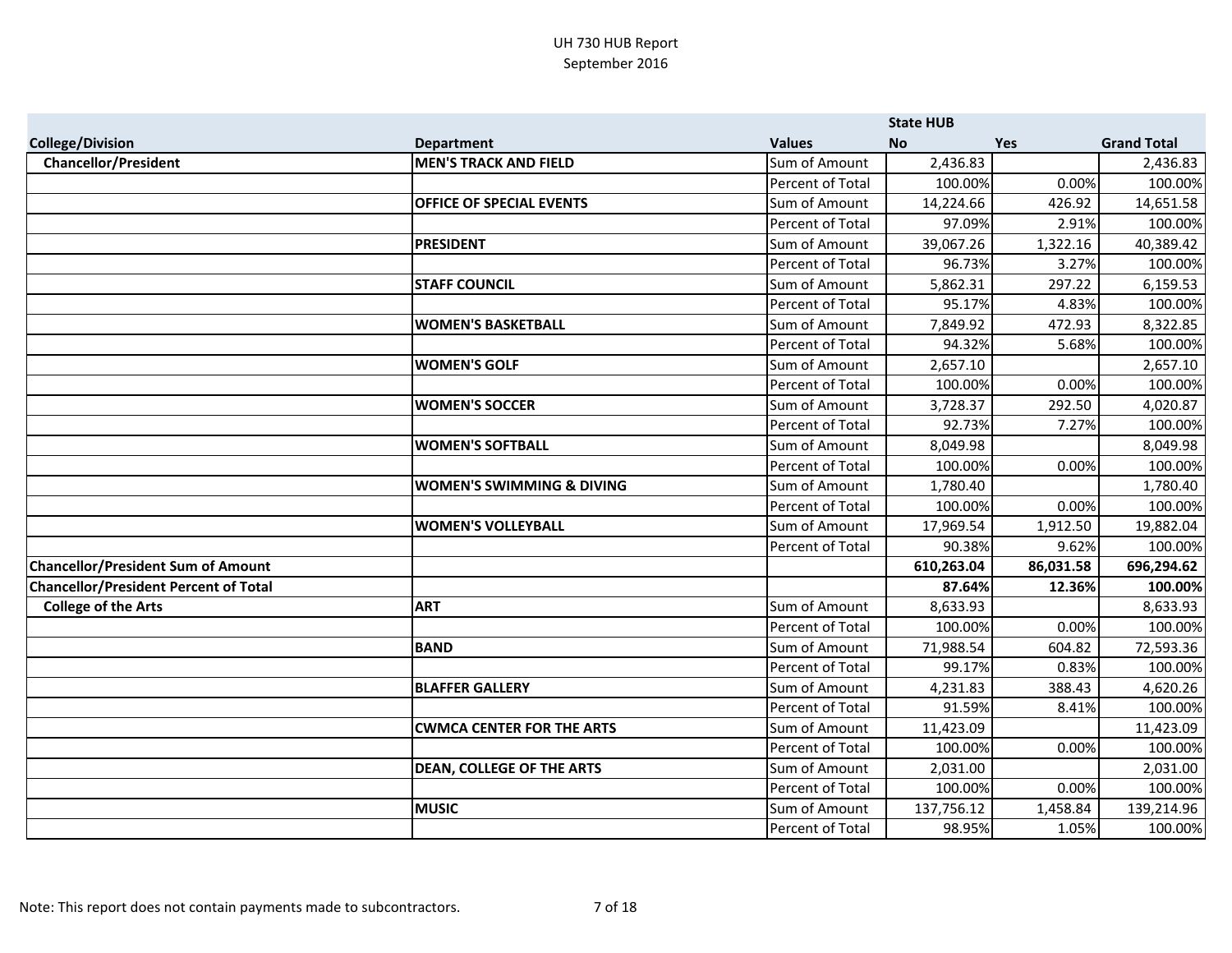UH 730 HUB Report
September 2016

| College/Division | Department | Values | State HUB No | Yes | Grand Total |
|---|---|---|---|---|---|
| **Chancellor/President** | **MEN'S TRACK AND FIELD** | Sum of Amount | 2,436.83 | | 2,436.83 |
| | | Percent of Total | 100.00% | 0.00% | 100.00% |
| | **OFFICE OF SPECIAL EVENTS** | Sum of Amount | 14,224.66 | 426.92 | 14,651.58 |
| | | Percent of Total | 97.09% | 2.91% | 100.00% |
| | **PRESIDENT** | Sum of Amount | 39,067.26 | 1,322.16 | 40,389.42 |
| | | Percent of Total | 96.73% | 3.27% | 100.00% |
| | **STAFF COUNCIL** | Sum of Amount | 5,862.31 | 297.22 | 6,159.53 |
| | | Percent of Total | 95.17% | 4.83% | 100.00% |
| | **WOMEN'S BASKETBALL** | Sum of Amount | 7,849.92 | 472.93 | 8,322.85 |
| | | Percent of Total | 94.32% | 5.68% | 100.00% |
| | **WOMEN'S GOLF** | Sum of Amount | 2,657.10 | | 2,657.10 |
| | | Percent of Total | 100.00% | 0.00% | 100.00% |
| | **WOMEN'S SOCCER** | Sum of Amount | 3,728.37 | 292.50 | 4,020.87 |
| | | Percent of Total | 92.73% | 7.27% | 100.00% |
| | **WOMEN'S SOFTBALL** | Sum of Amount | 8,049.98 | | 8,049.98 |
| | | Percent of Total | 100.00% | 0.00% | 100.00% |
| | **WOMEN'S SWIMMING & DIVING** | Sum of Amount | 1,780.40 | | 1,780.40 |
| | | Percent of Total | 100.00% | 0.00% | 100.00% |
| | **WOMEN'S VOLLEYBALL** | Sum of Amount | 17,969.54 | 1,912.50 | 19,882.04 |
| | | Percent of Total | 90.38% | 9.62% | 100.00% |
| **Chancellor/President Sum of Amount** | | | **610,263.04** | **86,031.58** | **696,294.62** |
| **Chancellor/President Percent of Total** | | | **87.64%** | **12.36%** | **100.00%** |
| **College of the Arts** | **ART** | Sum of Amount | 8,633.93 | | 8,633.93 |
| | | Percent of Total | 100.00% | 0.00% | 100.00% |
| | **BAND** | Sum of Amount | 71,988.54 | 604.82 | 72,593.36 |
| | | Percent of Total | 99.17% | 0.83% | 100.00% |
| | **BLAFFER GALLERY** | Sum of Amount | 4,231.83 | 388.43 | 4,620.26 |
| | | Percent of Total | 91.59% | 8.41% | 100.00% |
| | **CWMCA CENTER FOR THE ARTS** | Sum of Amount | 11,423.09 | | 11,423.09 |
| | | Percent of Total | 100.00% | 0.00% | 100.00% |
| | **DEAN, COLLEGE OF THE ARTS** | Sum of Amount | 2,031.00 | | 2,031.00 |
| | | Percent of Total | 100.00% | 0.00% | 100.00% |
| | **MUSIC** | Sum of Amount | 137,756.12 | 1,458.84 | 139,214.96 |
| | | Percent of Total | 98.95% | 1.05% | 100.00% |

Note: This report does not contain payments made to subcontractors.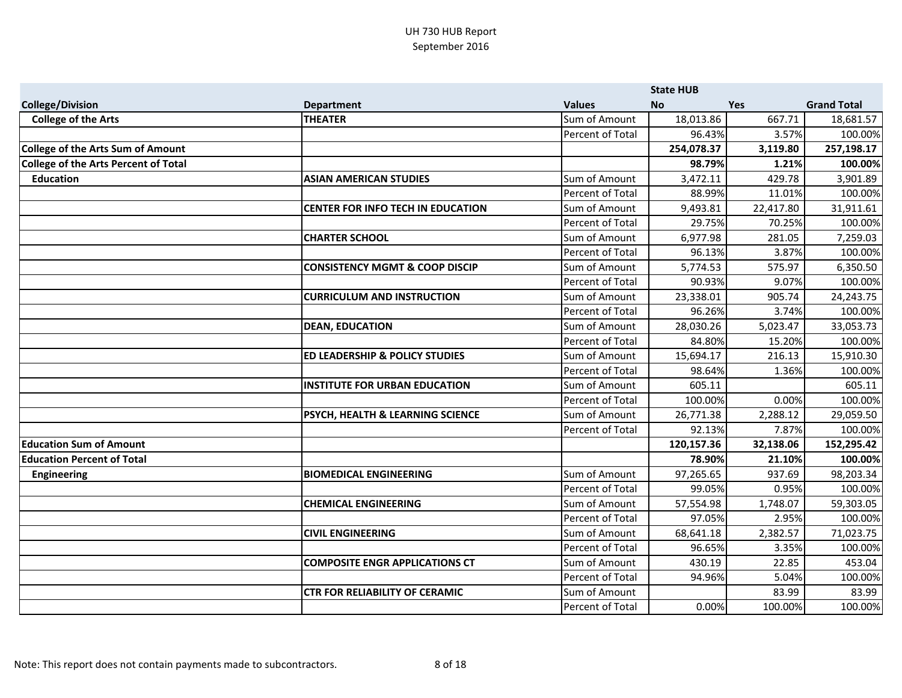UH 730 HUB Report
September 2016

| College/Division | Department | Values | State HUB No | Yes | Grand Total |
|---|---|---|---|---|---|
| **College of the Arts** | **THEATER** | Sum of Amount | 18,013.86 | 667.71 | 18,681.57 |
| | | Percent of Total | 96.43% | 3.57% | 100.00% |
| **College of the Arts Sum of Amount** | | | **254,078.37** | **3,119.80** | **257,198.17** |
| **College of the Arts Percent of Total** | | | **98.79%** | **1.21%** | **100.00%** |
| **Education** | **ASIAN AMERICAN STUDIES** | Sum of Amount | 3,472.11 | 429.78 | 3,901.89 |
| | | Percent of Total | 88.99% | 11.01% | 100.00% |
| | **CENTER FOR INFO TECH IN EDUCATION** | Sum of Amount | 9,493.81 | 22,417.80 | 31,911.61 |
| | | Percent of Total | 29.75% | 70.25% | 100.00% |
| | **CHARTER SCHOOL** | Sum of Amount | 6,977.98 | 281.05 | 7,259.03 |
| | | Percent of Total | 96.13% | 3.87% | 100.00% |
| | **CONSISTENCY MGMT & COOP DISCIP** | Sum of Amount | 5,774.53 | 575.97 | 6,350.50 |
| | | Percent of Total | 90.93% | 9.07% | 100.00% |
| | **CURRICULUM AND INSTRUCTION** | Sum of Amount | 23,338.01 | 905.74 | 24,243.75 |
| | | Percent of Total | 96.26% | 3.74% | 100.00% |
| | **DEAN, EDUCATION** | Sum of Amount | 28,030.26 | 5,023.47 | 33,053.73 |
| | | Percent of Total | 84.80% | 15.20% | 100.00% |
| | **ED LEADERSHIP & POLICY STUDIES** | Sum of Amount | 15,694.17 | 216.13 | 15,910.30 |
| | | Percent of Total | 98.64% | 1.36% | 100.00% |
| | **INSTITUTE FOR URBAN EDUCATION** | Sum of Amount | 605.11 | | 605.11 |
| | | Percent of Total | 100.00% | 0.00% | 100.00% |
| | **PSYCH, HEALTH & LEARNING SCIENCE** | Sum of Amount | 26,771.38 | 2,288.12 | 29,059.50 |
| | | Percent of Total | 92.13% | 7.87% | 100.00% |
| **Education Sum of Amount** | | | **120,157.36** | **32,138.06** | **152,295.42** |
| **Education Percent of Total** | | | **78.90%** | **21.10%** | **100.00%** |
| **Engineering** | **BIOMEDICAL ENGINEERING** | Sum of Amount | 97,265.65 | 937.69 | 98,203.34 |
| | | Percent of Total | 99.05% | 0.95% | 100.00% |
| | **CHEMICAL ENGINEERING** | Sum of Amount | 57,554.98 | 1,748.07 | 59,303.05 |
| | | Percent of Total | 97.05% | 2.95% | 100.00% |
| | **CIVIL ENGINEERING** | Sum of Amount | 68,641.18 | 2,382.57 | 71,023.75 |
| | | Percent of Total | 96.65% | 3.35% | 100.00% |
| | **COMPOSITE ENGR APPLICATIONS CT** | Sum of Amount | 430.19 | 22.85 | 453.04 |
| | | Percent of Total | 94.96% | 5.04% | 100.00% |
| | **CTR FOR RELIABILITY OF CERAMIC** | Sum of Amount | | 83.99 | 83.99 |
| | | Percent of Total | 0.00% | 100.00% | 100.00% |

Note: This report does not contain payments made to subcontractors.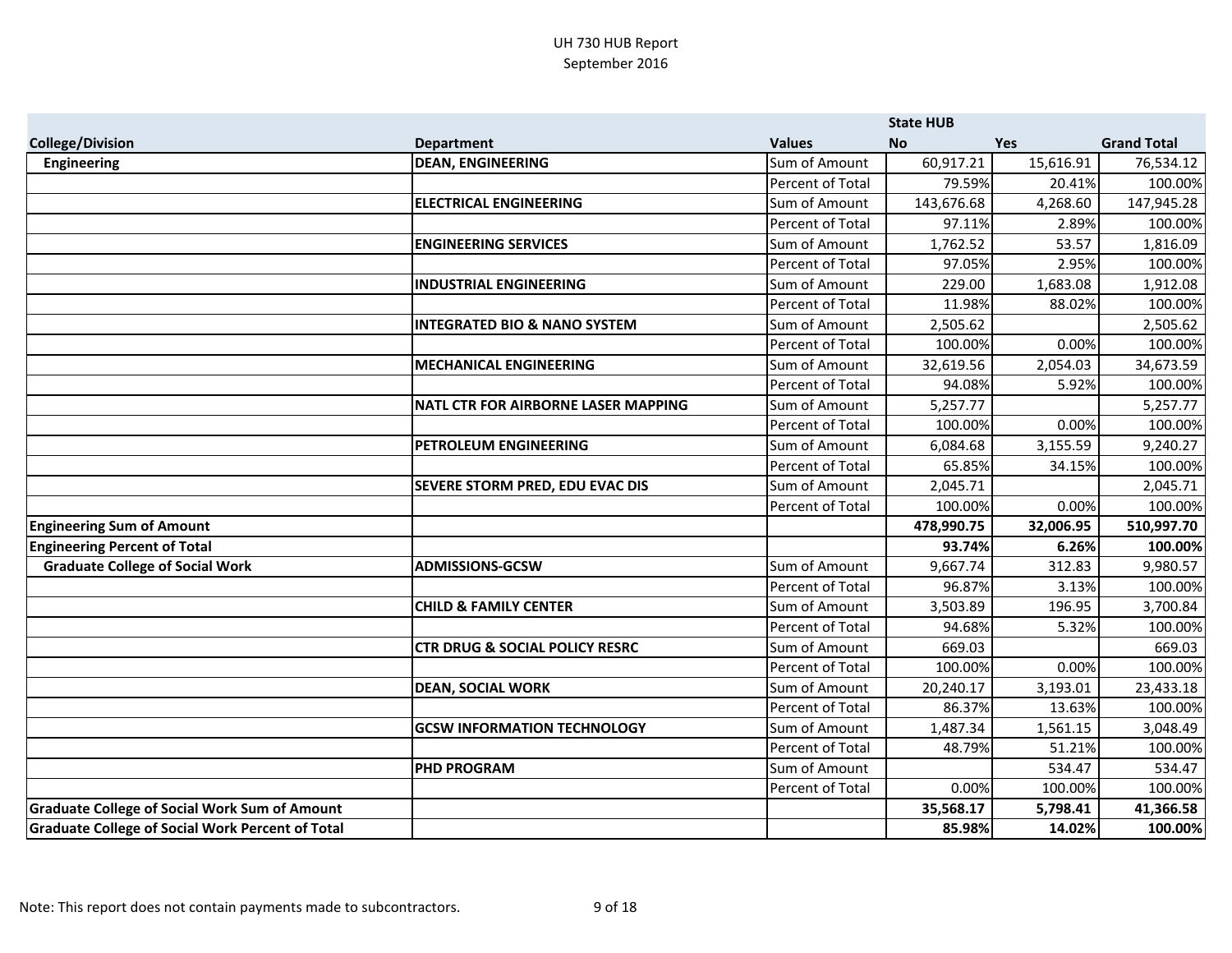UH 730 HUB Report
September 2016

| | | | State HUB | | |
|---|---|---|---|---|---|
| **College/Division** | **Department** | **Values** | **No** | **Yes** | **Grand Total** |
| **Engineering** | **DEAN, ENGINEERING** | Sum of Amount | 60,917.21 | 15,616.91 | 76,534.12 |
| | | Percent of Total | 79.59% | 20.41% | 100.00% |
| | **ELECTRICAL ENGINEERING** | Sum of Amount | 143,676.68 | 4,268.60 | 147,945.28 |
| | | Percent of Total | 97.11% | 2.89% | 100.00% |
| | **ENGINEERING SERVICES** | Sum of Amount | 1,762.52 | 53.57 | 1,816.09 |
| | | Percent of Total | 97.05% | 2.95% | 100.00% |
| | **INDUSTRIAL ENGINEERING** | Sum of Amount | 229.00 | 1,683.08 | 1,912.08 |
| | | Percent of Total | 11.98% | 88.02% | 100.00% |
| | **INTEGRATED BIO & NANO SYSTEM** | Sum of Amount | 2,505.62 | | 2,505.62 |
| | | Percent of Total | 100.00% | 0.00% | 100.00% |
| | **MECHANICAL ENGINEERING** | Sum of Amount | 32,619.56 | 2,054.03 | 34,673.59 |
| | | Percent of Total | 94.08% | 5.92% | 100.00% |
| | **NATL CTR FOR AIRBORNE LASER MAPPING** | Sum of Amount | 5,257.77 | | 5,257.77 |
| | | Percent of Total | 100.00% | 0.00% | 100.00% |
| | **PETROLEUM ENGINEERING** | Sum of Amount | 6,084.68 | 3,155.59 | 9,240.27 |
| | | Percent of Total | 65.85% | 34.15% | 100.00% |
| | **SEVERE STORM PRED, EDU EVAC DIS** | Sum of Amount | 2,045.71 | | 2,045.71 |
| | | Percent of Total | 100.00% | 0.00% | 100.00% |
| **Engineering Sum of Amount** | | | **478,990.75** | **32,006.95** | **510,997.70** |
| **Engineering Percent of Total** | | | **93.74%** | **6.26%** | **100.00%** |
| **Graduate College of Social Work** | **ADMISSIONS-GCSW** | Sum of Amount | 9,667.74 | 312.83 | 9,980.57 |
| | | Percent of Total | 96.87% | 3.13% | 100.00% |
| | **CHILD & FAMILY CENTER** | Sum of Amount | 3,503.89 | 196.95 | 3,700.84 |
| | | Percent of Total | 94.68% | 5.32% | 100.00% |
| | **CTR DRUG & SOCIAL POLICY RESRC** | Sum of Amount | 669.03 | | 669.03 |
| | | Percent of Total | 100.00% | 0.00% | 100.00% |
| | **DEAN, SOCIAL WORK** | Sum of Amount | 20,240.17 | 3,193.01 | 23,433.18 |
| | | Percent of Total | 86.37% | 13.63% | 100.00% |
| | **GCSW INFORMATION TECHNOLOGY** | Sum of Amount | 1,487.34 | 1,561.15 | 3,048.49 |
| | | Percent of Total | 48.79% | 51.21% | 100.00% |
| | **PHD PROGRAM** | Sum of Amount | | 534.47 | 534.47 |
| | | Percent of Total | 0.00% | 100.00% | 100.00% |
| **Graduate College of Social Work Sum of Amount** | | | **35,568.17** | **5,798.41** | **41,366.58** |
| **Graduate College of Social Work Percent of Total** | | | **85.98%** | **14.02%** | **100.00%** |

Note: This report does not contain payments made to subcontractors.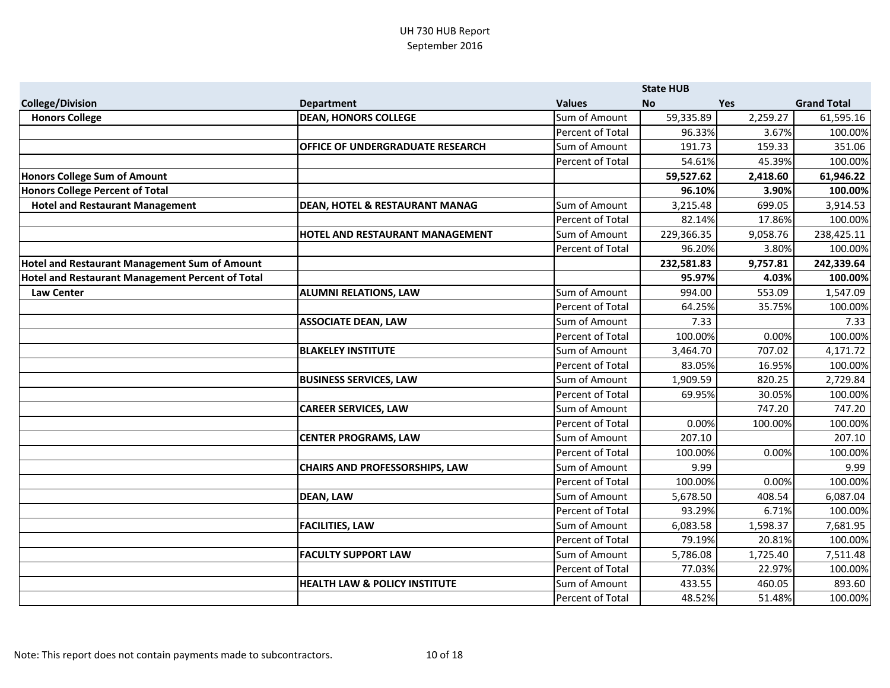UH 730 HUB Report
September 2016

| College/Division | Department | Values | State HUB No | Yes | Grand Total |
|---|---|---|---|---|---|
| **Honors College** | **DEAN, HONORS COLLEGE** | Sum of Amount | 59,335.89 | 2,259.27 | 61,595.16 |
| | | Percent of Total | 96.33% | 3.67% | 100.00% |
| | **OFFICE OF UNDERGRADUATE RESEARCH** | Sum of Amount | 191.73 | 159.33 | 351.06 |
| | | Percent of Total | 54.61% | 45.39% | 100.00% |
| **Honors College Sum of Amount** | | | **59,527.62** | **2,418.60** | **61,946.22** |
| **Honors College Percent of Total** | | | **96.10%** | **3.90%** | **100.00%** |
| **Hotel and Restaurant Management** | **DEAN, HOTEL & RESTAURANT MANAG** | Sum of Amount | 3,215.48 | 699.05 | 3,914.53 |
| | | Percent of Total | 82.14% | 17.86% | 100.00% |
| | **HOTEL AND RESTAURANT MANAGEMENT** | Sum of Amount | 229,366.35 | 9,058.76 | 238,425.11 |
| | | Percent of Total | 96.20% | 3.80% | 100.00% |
| **Hotel and Restaurant Management Sum of Amount** | | | **232,581.83** | **9,757.81** | **242,339.64** |
| **Hotel and Restaurant Management Percent of Total** | | | **95.97%** | **4.03%** | **100.00%** |
| **Law Center** | **ALUMNI RELATIONS, LAW** | Sum of Amount | 994.00 | 553.09 | 1,547.09 |
| | | Percent of Total | 64.25% | 35.75% | 100.00% |
| | **ASSOCIATE DEAN, LAW** | Sum of Amount | 7.33 | | 7.33 |
| | | Percent of Total | 100.00% | 0.00% | 100.00% |
| | **BLAKELEY INSTITUTE** | Sum of Amount | 3,464.70 | 707.02 | 4,171.72 |
| | | Percent of Total | 83.05% | 16.95% | 100.00% |
| | **BUSINESS SERVICES, LAW** | Sum of Amount | 1,909.59 | 820.25 | 2,729.84 |
| | | Percent of Total | 69.95% | 30.05% | 100.00% |
| | **CAREER SERVICES, LAW** | Sum of Amount | | 747.20 | 747.20 |
| | | Percent of Total | 0.00% | 100.00% | 100.00% |
| | **CENTER PROGRAMS, LAW** | Sum of Amount | 207.10 | | 207.10 |
| | | Percent of Total | 100.00% | 0.00% | 100.00% |
| | **CHAIRS AND PROFESSORSHIPS, LAW** | Sum of Amount | 9.99 | | 9.99 |
| | | Percent of Total | 100.00% | 0.00% | 100.00% |
| | **DEAN, LAW** | Sum of Amount | 5,678.50 | 408.54 | 6,087.04 |
| | | Percent of Total | 93.29% | 6.71% | 100.00% |
| | **FACILITIES, LAW** | Sum of Amount | 6,083.58 | 1,598.37 | 7,681.95 |
| | | Percent of Total | 79.19% | 20.81% | 100.00% |
| | **FACULTY SUPPORT LAW** | Sum of Amount | 5,786.08 | 1,725.40 | 7,511.48 |
| | | Percent of Total | 77.03% | 22.97% | 100.00% |
| | **HEALTH LAW & POLICY INSTITUTE** | Sum of Amount | 433.55 | 460.05 | 893.60 |
| | | Percent of Total | 48.52% | 51.48% | 100.00% |

Note: This report does not contain payments made to subcontractors.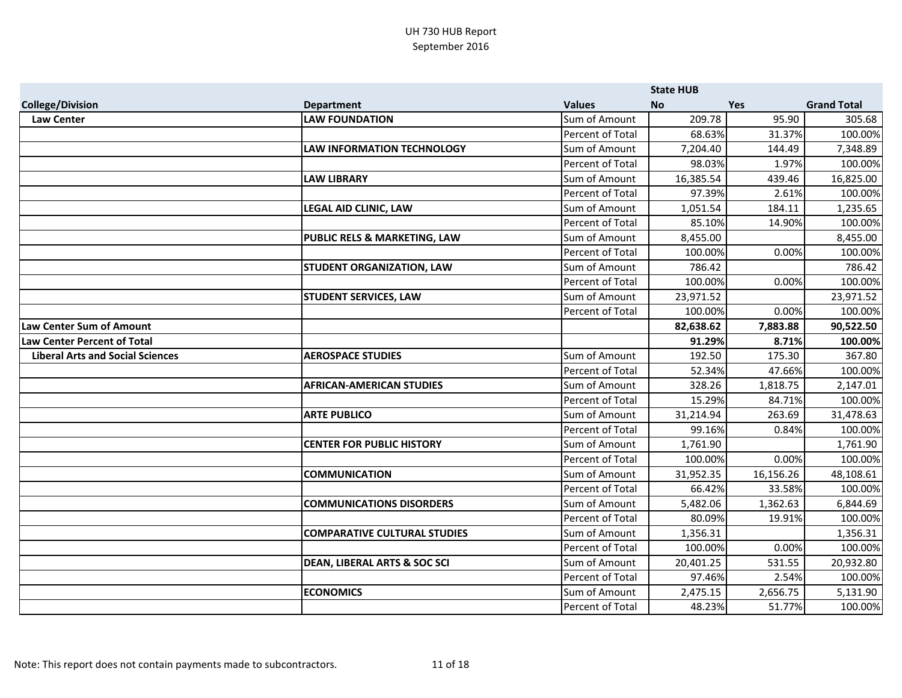UH 730 HUB Report
September 2016

| College/Division | Department | Values | State HUB No | Yes | Grand Total |
|---|---|---|---|---|---|
| **Law Center** | **LAW FOUNDATION** | Sum of Amount | 209.78 | 95.90 | 305.68 |
| | | Percent of Total | 68.63% | 31.37% | 100.00% |
| | **LAW INFORMATION TECHNOLOGY** | Sum of Amount | 7,204.40 | 144.49 | 7,348.89 |
| | | Percent of Total | 98.03% | 1.97% | 100.00% |
| | **LAW LIBRARY** | Sum of Amount | 16,385.54 | 439.46 | 16,825.00 |
| | | Percent of Total | 97.39% | 2.61% | 100.00% |
| | **LEGAL AID CLINIC, LAW** | Sum of Amount | 1,051.54 | 184.11 | 1,235.65 |
| | | Percent of Total | 85.10% | 14.90% | 100.00% |
| | **PUBLIC RELS & MARKETING, LAW** | Sum of Amount | 8,455.00 | | 8,455.00 |
| | | Percent of Total | 100.00% | 0.00% | 100.00% |
| | **STUDENT ORGANIZATION, LAW** | Sum of Amount | 786.42 | | 786.42 |
| | | Percent of Total | 100.00% | 0.00% | 100.00% |
| | **STUDENT SERVICES, LAW** | Sum of Amount | 23,971.52 | | 23,971.52 |
| | | Percent of Total | 100.00% | 0.00% | 100.00% |
| **Law Center Sum of Amount** | | | **82,638.62** | **7,883.88** | **90,522.50** |
| **Law Center Percent of Total** | | | **91.29%** | **8.71%** | **100.00%** |
| **Liberal Arts and Social Sciences** | **AEROSPACE STUDIES** | Sum of Amount | 192.50 | 175.30 | 367.80 |
| | | Percent of Total | 52.34% | 47.66% | 100.00% |
| | **AFRICAN-AMERICAN STUDIES** | Sum of Amount | 328.26 | 1,818.75 | 2,147.01 |
| | | Percent of Total | 15.29% | 84.71% | 100.00% |
| | **ARTE PUBLICO** | Sum of Amount | 31,214.94 | 263.69 | 31,478.63 |
| | | Percent of Total | 99.16% | 0.84% | 100.00% |
| | **CENTER FOR PUBLIC HISTORY** | Sum of Amount | 1,761.90 | | 1,761.90 |
| | | Percent of Total | 100.00% | 0.00% | 100.00% |
| | **COMMUNICATION** | Sum of Amount | 31,952.35 | 16,156.26 | 48,108.61 |
| | | Percent of Total | 66.42% | 33.58% | 100.00% |
| | **COMMUNICATIONS DISORDERS** | Sum of Amount | 5,482.06 | 1,362.63 | 6,844.69 |
| | | Percent of Total | 80.09% | 19.91% | 100.00% |
| | **COMPARATIVE CULTURAL STUDIES** | Sum of Amount | 1,356.31 | | 1,356.31 |
| | | Percent of Total | 100.00% | 0.00% | 100.00% |
| | **DEAN, LIBERAL ARTS & SOC SCI** | Sum of Amount | 20,401.25 | 531.55 | 20,932.80 |
| | | Percent of Total | 97.46% | 2.54% | 100.00% |
| | **ECONOMICS** | Sum of Amount | 2,475.15 | 2,656.75 | 5,131.90 |
| | | Percent of Total | 48.23% | 51.77% | 100.00% |

Note: This report does not contain payments made to subcontractors.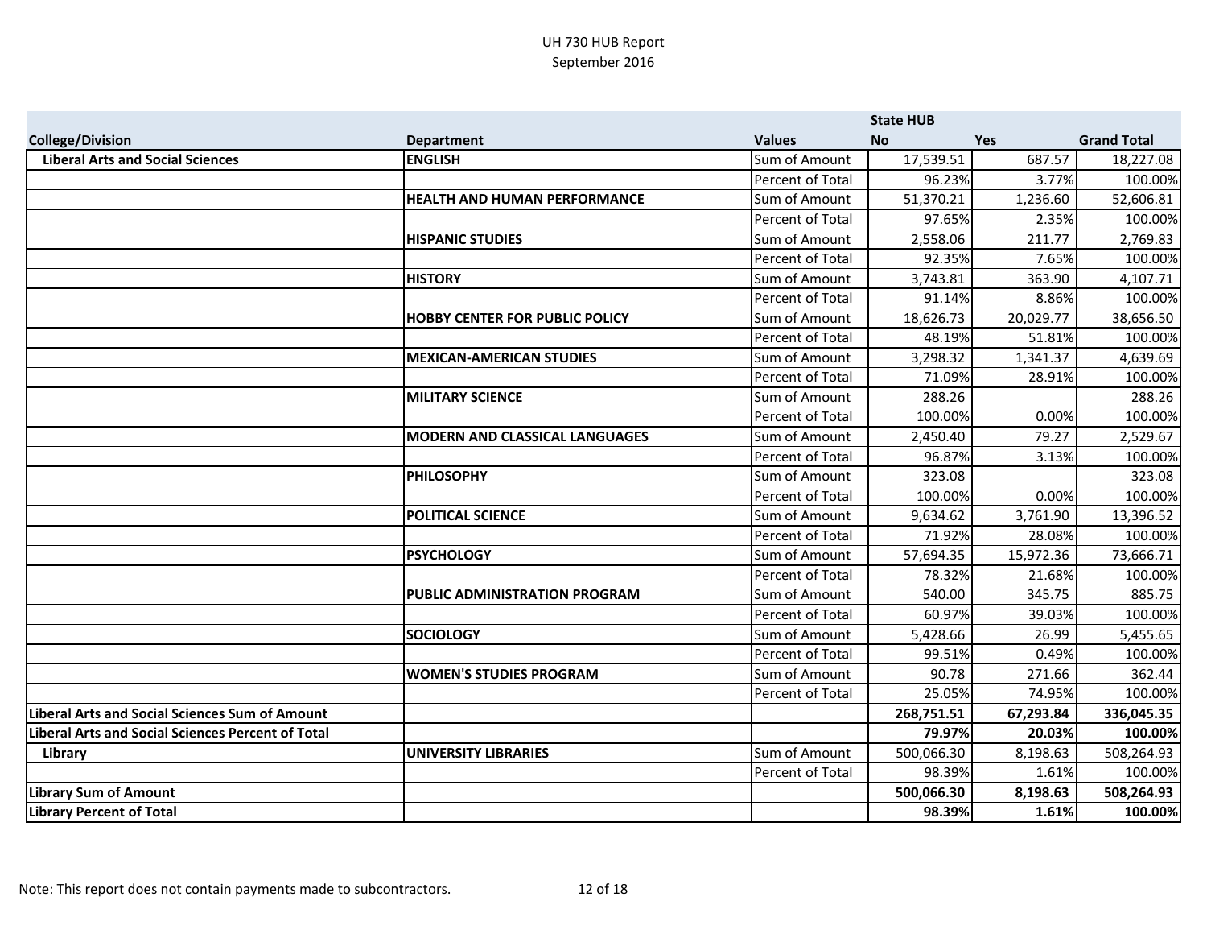UH 730 HUB Report
September 2016

| College/Division | Department | Values | State HUB No | Yes | Grand Total |
|---|---|---|---|---|---|
| Liberal Arts and Social Sciences | **ENGLISH** | Sum of Amount | 17,539.51 | 687.57 | 18,227.08 |
| | | Percent of Total | 96.23% | 3.77% | 100.00% |
| | **HEALTH AND HUMAN PERFORMANCE** | Sum of Amount | 51,370.21 | 1,236.60 | 52,606.81 |
| | | Percent of Total | 97.65% | 2.35% | 100.00% |
| | **HISPANIC STUDIES** | Sum of Amount | 2,558.06 | 211.77 | 2,769.83 |
| | | Percent of Total | 92.35% | 7.65% | 100.00% |
| | **HISTORY** | Sum of Amount | 3,743.81 | 363.90 | 4,107.71 |
| | | Percent of Total | 91.14% | 8.86% | 100.00% |
| | **HOBBY CENTER FOR PUBLIC POLICY** | Sum of Amount | 18,626.73 | 20,029.77 | 38,656.50 |
| | | Percent of Total | 48.19% | 51.81% | 100.00% |
| | **MEXICAN-AMERICAN STUDIES** | Sum of Amount | 3,298.32 | 1,341.37 | 4,639.69 |
| | | Percent of Total | 71.09% | 28.91% | 100.00% |
| | **MILITARY SCIENCE** | Sum of Amount | 288.26 | | 288.26 |
| | | Percent of Total | 100.00% | 0.00% | 100.00% |
| | **MODERN AND CLASSICAL LANGUAGES** | Sum of Amount | 2,450.40 | 79.27 | 2,529.67 |
| | | Percent of Total | 96.87% | 3.13% | 100.00% |
| | **PHILOSOPHY** | Sum of Amount | 323.08 | | 323.08 |
| | | Percent of Total | 100.00% | 0.00% | 100.00% |
| | **POLITICAL SCIENCE** | Sum of Amount | 9,634.62 | 3,761.90 | 13,396.52 |
| | | Percent of Total | 71.92% | 28.08% | 100.00% |
| | **PSYCHOLOGY** | Sum of Amount | 57,694.35 | 15,972.36 | 73,666.71 |
| | | Percent of Total | 78.32% | 21.68% | 100.00% |
| | **PUBLIC ADMINISTRATION PROGRAM** | Sum of Amount | 540.00 | 345.75 | 885.75 |
| | | Percent of Total | 60.97% | 39.03% | 100.00% |
| | **SOCIOLOGY** | Sum of Amount | 5,428.66 | 26.99 | 5,455.65 |
| | | Percent of Total | 99.51% | 0.49% | 100.00% |
| | **WOMEN'S STUDIES PROGRAM** | Sum of Amount | 90.78 | 271.66 | 362.44 |
| | | Percent of Total | 25.05% | 74.95% | 100.00% |
| **Liberal Arts and Social Sciences Sum of Amount** | | | **268,751.51** | **67,293.84** | **336,045.35** |
| **Liberal Arts and Social Sciences Percent of Total** | | | **79.97%** | **20.03%** | **100.00%** |
| Library | **UNIVERSITY LIBRARIES** | Sum of Amount | 500,066.30 | 8,198.63 | 508,264.93 |
| | | Percent of Total | 98.39% | 1.61% | 100.00% |
| **Library Sum of Amount** | | | **500,066.30** | **8,198.63** | **508,264.93** |
| **Library Percent of Total** | | | **98.39%** | **1.61%** | **100.00%** |

Note: This report does not contain payments made to subcontractors.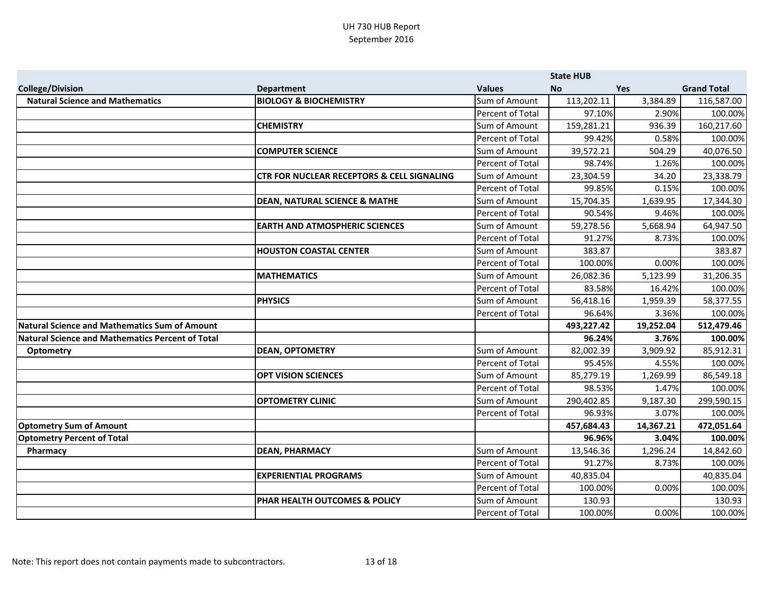# UH 730 HUB Report
September 2016

| College/Division | Department | Values | State HUB No | Yes | Grand Total |
|---|---|---|---|---|---|
| **Natural Science and Mathematics** | **BIOLOGY & BIOCHEMISTRY** | Sum of Amount | 113,202.11 | 3,384.89 | 116,587.00 |
| | | Percent of Total | 97.10% | 2.90% | 100.00% |
| | **CHEMISTRY** | Sum of Amount | 159,281.21 | 936.39 | 160,217.60 |
| | | Percent of Total | 99.42% | 0.58% | 100.00% |
| | **COMPUTER SCIENCE** | Sum of Amount | 39,572.21 | 504.29 | 40,076.50 |
| | | Percent of Total | 98.74% | 1.26% | 100.00% |
| | **CTR FOR NUCLEAR RECEPTORS & CELL SIGNALING** | Sum of Amount | 23,304.59 | 34.20 | 23,338.79 |
| | | Percent of Total | 99.85% | 0.15% | 100.00% |
| | **DEAN, NATURAL SCIENCE & MATHE** | Sum of Amount | 15,704.35 | 1,639.95 | 17,344.30 |
| | | Percent of Total | 90.54% | 9.46% | 100.00% |
| | **EARTH AND ATMOSPHERIC SCIENCES** | Sum of Amount | 59,278.56 | 5,668.94 | 64,947.50 |
| | | Percent of Total | 91.27% | 8.73% | 100.00% |
| | **HOUSTON COASTAL CENTER** | Sum of Amount | 383.87 | | 383.87 |
| | | Percent of Total | 100.00% | 0.00% | 100.00% |
| | **MATHEMATICS** | Sum of Amount | 26,082.36 | 5,123.99 | 31,206.35 |
| | | Percent of Total | 83.58% | 16.42% | 100.00% |
| | **PHYSICS** | Sum of Amount | 56,418.16 | 1,959.39 | 58,377.55 |
| | | Percent of Total | 96.64% | 3.36% | 100.00% |
| **Natural Science and Mathematics Sum of Amount** | | | **493,227.42** | **19,252.04** | **512,479.46** |
| **Natural Science and Mathematics Percent of Total** | | | **96.24%** | **3.76%** | **100.00%** |
| **Optometry** | **DEAN, OPTOMETRY** | Sum of Amount | 82,002.39 | 3,909.92 | 85,912.31 |
| | | Percent of Total | 95.45% | 4.55% | 100.00% |
| | **OPT VISION SCIENCES** | Sum of Amount | 85,279.19 | 1,269.99 | 86,549.18 |
| | | Percent of Total | 98.53% | 1.47% | 100.00% |
| | **OPTOMETRY CLINIC** | Sum of Amount | 290,402.85 | 9,187.30 | 299,590.15 |
| | | Percent of Total | 96.93% | 3.07% | 100.00% |
| **Optometry Sum of Amount** | | | **457,684.43** | **14,367.21** | **472,051.64** |
| **Optometry Percent of Total** | | | **96.96%** | **3.04%** | **100.00%** |
| **Pharmacy** | **DEAN, PHARMACY** | Sum of Amount | 13,546.36 | 1,296.24 | 14,842.60 |
| | | Percent of Total | 91.27% | 8.73% | 100.00% |
| | **EXPERIENTIAL PROGRAMS** | Sum of Amount | 40,835.04 | | 40,835.04 |
| | | Percent of Total | 100.00% | 0.00% | 100.00% |
| | **PHAR HEALTH OUTCOMES & POLICY** | Sum of Amount | 130.93 | | 130.93 |
| | | Percent of Total | 100.00% | 0.00% | 100.00% |

Note: This report does not contain payments made to subcontractors.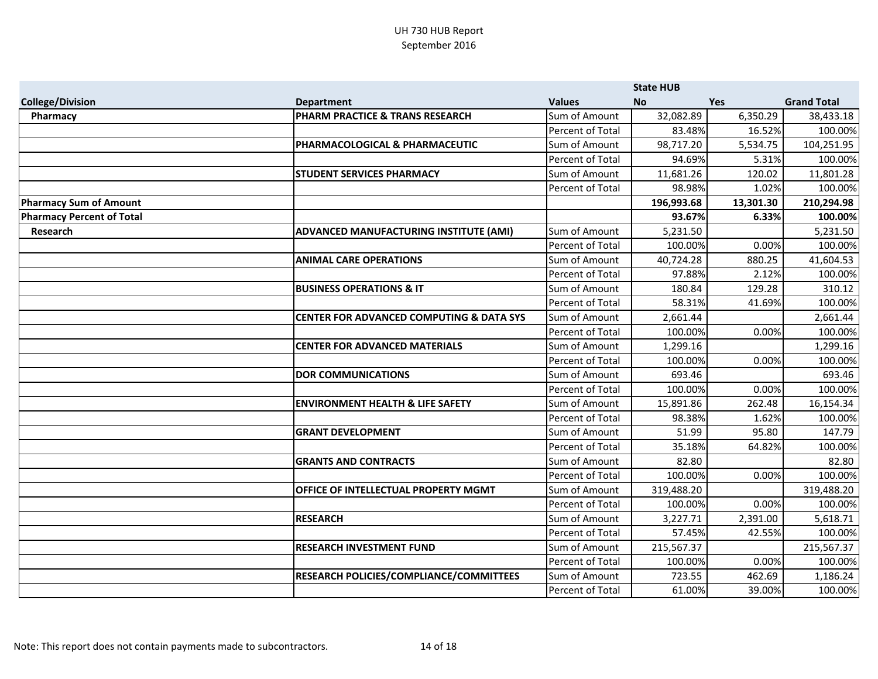UH 730 HUB Report
September 2016

| College/Division | Department | Values | State HUB No | Yes | Grand Total |
|---|---|---|---|---|---|
| Pharmacy | PHARM PRACTICE & TRANS RESEARCH | Sum of Amount | 32,082.89 | 6,350.29 | 38,433.18 |
| | | Percent of Total | 83.48% | 16.52% | 100.00% |
| | PHARMACOLOGICAL & PHARMACEUTIC | Sum of Amount | 98,717.20 | 5,534.75 | 104,251.95 |
| | | Percent of Total | 94.69% | 5.31% | 100.00% |
| | STUDENT SERVICES PHARMACY | Sum of Amount | 11,681.26 | 120.02 | 11,801.28 |
| | | Percent of Total | 98.98% | 1.02% | 100.00% |
| **Pharmacy Sum of Amount** | | | **196,993.68** | **13,301.30** | **210,294.98** |
| **Pharmacy Percent of Total** | | | **93.67%** | **6.33%** | **100.00%** |
| Research | ADVANCED MANUFACTURING INSTITUTE (AMI) | Sum of Amount | 5,231.50 | | 5,231.50 |
| | | Percent of Total | 100.00% | 0.00% | 100.00% |
| | ANIMAL CARE OPERATIONS | Sum of Amount | 40,724.28 | 880.25 | 41,604.53 |
| | | Percent of Total | 97.88% | 2.12% | 100.00% |
| | BUSINESS OPERATIONS & IT | Sum of Amount | 180.84 | 129.28 | 310.12 |
| | | Percent of Total | 58.31% | 41.69% | 100.00% |
| | CENTER FOR ADVANCED COMPUTING & DATA SYS | Sum of Amount | 2,661.44 | | 2,661.44 |
| | | Percent of Total | 100.00% | 0.00% | 100.00% |
| | CENTER FOR ADVANCED MATERIALS | Sum of Amount | 1,299.16 | | 1,299.16 |
| | | Percent of Total | 100.00% | 0.00% | 100.00% |
| | DOR COMMUNICATIONS | Sum of Amount | 693.46 | | 693.46 |
| | | Percent of Total | 100.00% | 0.00% | 100.00% |
| | ENVIRONMENT HEALTH & LIFE SAFETY | Sum of Amount | 15,891.86 | 262.48 | 16,154.34 |
| | | Percent of Total | 98.38% | 1.62% | 100.00% |
| | GRANT DEVELOPMENT | Sum of Amount | 51.99 | 95.80 | 147.79 |
| | | Percent of Total | 35.18% | 64.82% | 100.00% |
| | GRANTS AND CONTRACTS | Sum of Amount | 82.80 | | 82.80 |
| | | Percent of Total | 100.00% | 0.00% | 100.00% |
| | OFFICE OF INTELLECTUAL PROPERTY MGMT | Sum of Amount | 319,488.20 | | 319,488.20 |
| | | Percent of Total | 100.00% | 0.00% | 100.00% |
| | RESEARCH | Sum of Amount | 3,227.71 | 2,391.00 | 5,618.71 |
| | | Percent of Total | 57.45% | 42.55% | 100.00% |
| | RESEARCH INVESTMENT FUND | Sum of Amount | 215,567.37 | | 215,567.37 |
| | | Percent of Total | 100.00% | 0.00% | 100.00% |
| | RESEARCH POLICIES/COMPLIANCE/COMMITTEES | Sum of Amount | 723.55 | 462.69 | 1,186.24 |
| | | Percent of Total | 61.00% | 39.00% | 100.00% |

Note: This report does not contain payments made to subcontractors.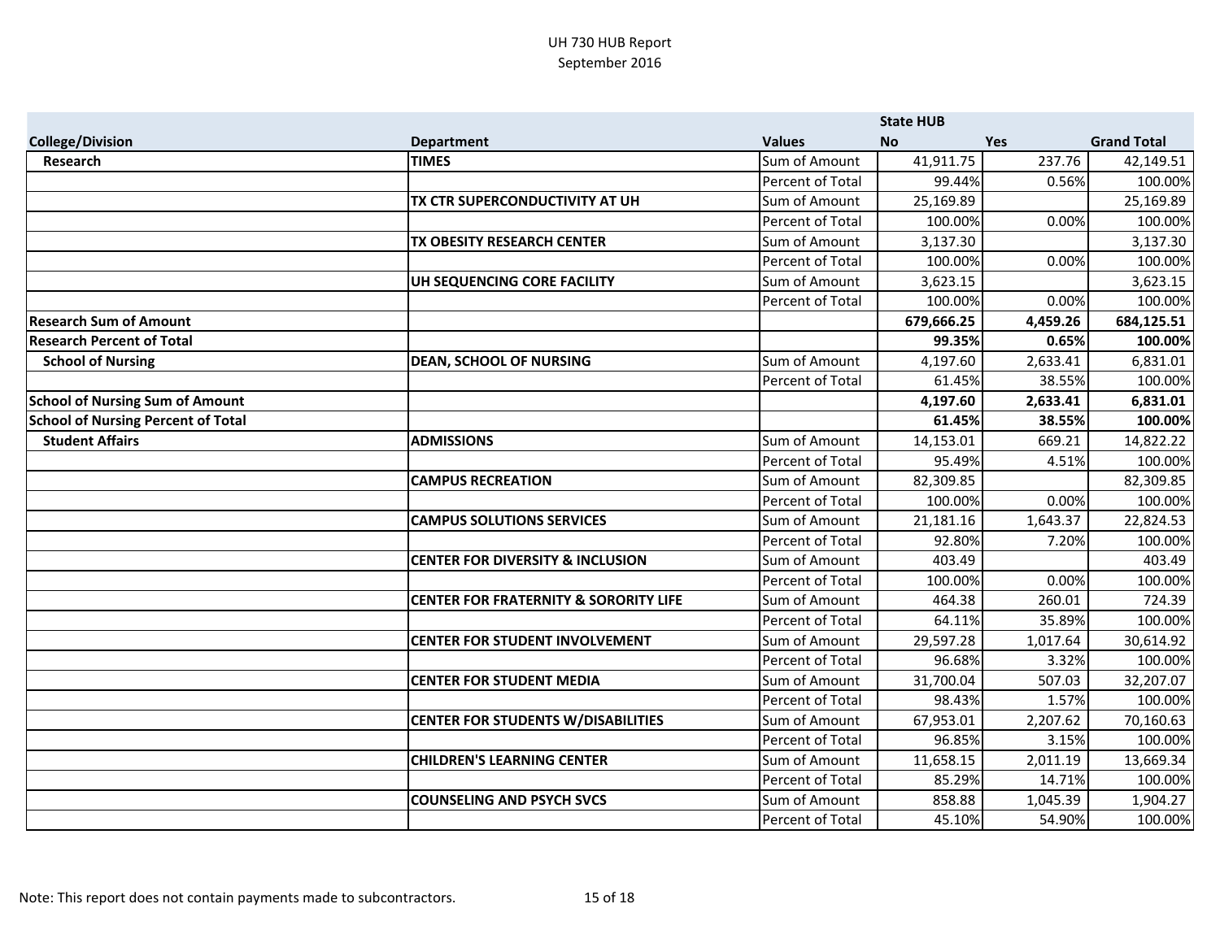UH 730 HUB Report
September 2016

| College/Division | Department | Values | State HUB No | Yes | Grand Total |
|---|---|---|---|---|---|
| **Research** | **TIMES** | Sum of Amount | 41,911.75 | 237.76 | 42,149.51 |
| | | Percent of Total | 99.44% | 0.56% | 100.00% |
| | **TX CTR SUPERCONDUCTIVITY AT UH** | Sum of Amount | 25,169.89 | | 25,169.89 |
| | | Percent of Total | 100.00% | 0.00% | 100.00% |
| | **TX OBESITY RESEARCH CENTER** | Sum of Amount | 3,137.30 | | 3,137.30 |
| | | Percent of Total | 100.00% | 0.00% | 100.00% |
| | **UH SEQUENCING CORE FACILITY** | Sum of Amount | 3,623.15 | | 3,623.15 |
| | | Percent of Total | 100.00% | 0.00% | 100.00% |
| **Research Sum of Amount** | | | **679,666.25** | **4,459.26** | **684,125.51** |
| **Research Percent of Total** | | | **99.35%** | **0.65%** | **100.00%** |
| **School of Nursing** | **DEAN, SCHOOL OF NURSING** | Sum of Amount | 4,197.60 | 2,633.41 | 6,831.01 |
| | | Percent of Total | 61.45% | 38.55% | 100.00% |
| **School of Nursing Sum of Amount** | | | **4,197.60** | **2,633.41** | **6,831.01** |
| **School of Nursing Percent of Total** | | | **61.45%** | **38.55%** | **100.00%** |
| **Student Affairs** | **ADMISSIONS** | Sum of Amount | 14,153.01 | 669.21 | 14,822.22 |
| | | Percent of Total | 95.49% | 4.51% | 100.00% |
| | **CAMPUS RECREATION** | Sum of Amount | 82,309.85 | | 82,309.85 |
| | | Percent of Total | 100.00% | 0.00% | 100.00% |
| | **CAMPUS SOLUTIONS SERVICES** | Sum of Amount | 21,181.16 | 1,643.37 | 22,824.53 |
| | | Percent of Total | 92.80% | 7.20% | 100.00% |
| | **CENTER FOR DIVERSITY & INCLUSION** | Sum of Amount | 403.49 | | 403.49 |
| | | Percent of Total | 100.00% | 0.00% | 100.00% |
| | **CENTER FOR FRATERNITY & SORORITY LIFE** | Sum of Amount | 464.38 | 260.01 | 724.39 |
| | | Percent of Total | 64.11% | 35.89% | 100.00% |
| | **CENTER FOR STUDENT INVOLVEMENT** | Sum of Amount | 29,597.28 | 1,017.64 | 30,614.92 |
| | | Percent of Total | 96.68% | 3.32% | 100.00% |
| | **CENTER FOR STUDENT MEDIA** | Sum of Amount | 31,700.04 | 507.03 | 32,207.07 |
| | | Percent of Total | 98.43% | 1.57% | 100.00% |
| | **CENTER FOR STUDENTS W/DISABILITIES** | Sum of Amount | 67,953.01 | 2,207.62 | 70,160.63 |
| | | Percent of Total | 96.85% | 3.15% | 100.00% |
| | **CHILDREN'S LEARNING CENTER** | Sum of Amount | 11,658.15 | 2,011.19 | 13,669.34 |
| | | Percent of Total | 85.29% | 14.71% | 100.00% |
| | **COUNSELING AND PSYCH SVCS** | Sum of Amount | 858.88 | 1,045.39 | 1,904.27 |
| | | Percent of Total | 45.10% | 54.90% | 100.00% |

Note: This report does not contain payments made to subcontractors.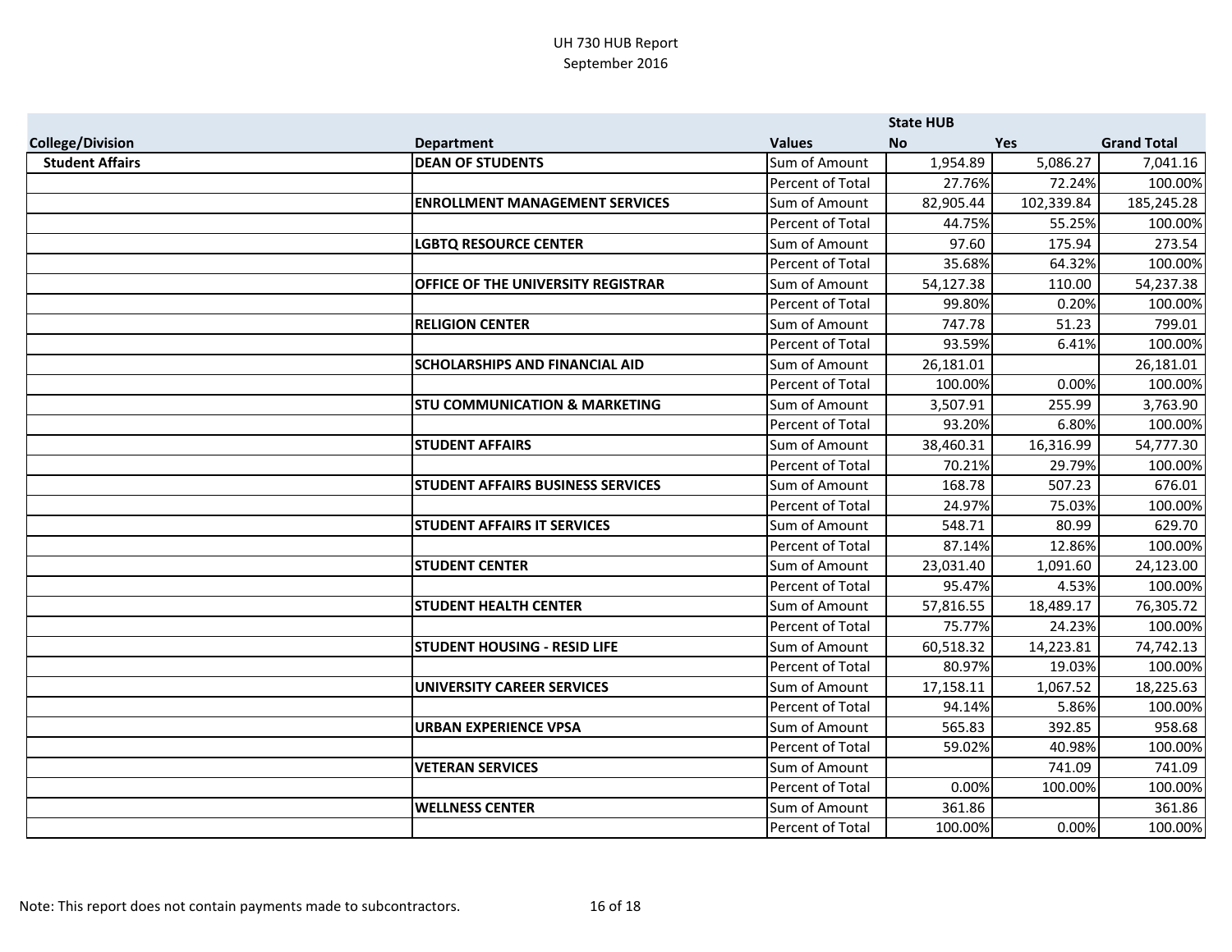# UH 730 HUB Report
## September 2016

| College/Division | Department | Values | State HUB No | Yes | Grand Total |
|---|---|---|---|---|---|
| **Student Affairs** | **DEAN OF STUDENTS** | Sum of Amount | 1,954.89 | 5,086.27 | 7,041.16 |
| | | Percent of Total | 27.76% | 72.24% | 100.00% |
| | **ENROLLMENT MANAGEMENT SERVICES** | Sum of Amount | 82,905.44 | 102,339.84 | 185,245.28 |
| | | Percent of Total | 44.75% | 55.25% | 100.00% |
| | **LGBTQ RESOURCE CENTER** | Sum of Amount | 97.60 | 175.94 | 273.54 |
| | | Percent of Total | 35.68% | 64.32% | 100.00% |
| | **OFFICE OF THE UNIVERSITY REGISTRAR** | Sum of Amount | 54,127.38 | 110.00 | 54,237.38 |
| | | Percent of Total | 99.80% | 0.20% | 100.00% |
| | **RELIGION CENTER** | Sum of Amount | 747.78 | 51.23 | 799.01 |
| | | Percent of Total | 93.59% | 6.41% | 100.00% |
| | **SCHOLARSHIPS AND FINANCIAL AID** | Sum of Amount | 26,181.01 | | 26,181.01 |
| | | Percent of Total | 100.00% | 0.00% | 100.00% |
| | **STU COMMUNICATION & MARKETING** | Sum of Amount | 3,507.91 | 255.99 | 3,763.90 |
| | | Percent of Total | 93.20% | 6.80% | 100.00% |
| | **STUDENT AFFAIRS** | Sum of Amount | 38,460.31 | 16,316.99 | 54,777.30 |
| | | Percent of Total | 70.21% | 29.79% | 100.00% |
| | **STUDENT AFFAIRS BUSINESS SERVICES** | Sum of Amount | 168.78 | 507.23 | 676.01 |
| | | Percent of Total | 24.97% | 75.03% | 100.00% |
| | **STUDENT AFFAIRS IT SERVICES** | Sum of Amount | 548.71 | 80.99 | 629.70 |
| | | Percent of Total | 87.14% | 12.86% | 100.00% |
| | **STUDENT CENTER** | Sum of Amount | 23,031.40 | 1,091.60 | 24,123.00 |
| | | Percent of Total | 95.47% | 4.53% | 100.00% |
| | **STUDENT HEALTH CENTER** | Sum of Amount | 57,816.55 | 18,489.17 | 76,305.72 |
| | | Percent of Total | 75.77% | 24.23% | 100.00% |
| | **STUDENT HOUSING - RESID LIFE** | Sum of Amount | 60,518.32 | 14,223.81 | 74,742.13 |
| | | Percent of Total | 80.97% | 19.03% | 100.00% |
| | **UNIVERSITY CAREER SERVICES** | Sum of Amount | 17,158.11 | 1,067.52 | 18,225.63 |
| | | Percent of Total | 94.14% | 5.86% | 100.00% |
| | **URBAN EXPERIENCE VPSA** | Sum of Amount | 565.83 | 392.85 | 958.68 |
| | | Percent of Total | 59.02% | 40.98% | 100.00% |
| | **VETERAN SERVICES** | Sum of Amount | | 741.09 | 741.09 |
| | | Percent of Total | 0.00% | 100.00% | 100.00% |
| | **WELLNESS CENTER** | Sum of Amount | 361.86 | | 361.86 |
| | | Percent of Total | 100.00% | 0.00% | 100.00% |

Note: This report does not contain payments made to subcontractors.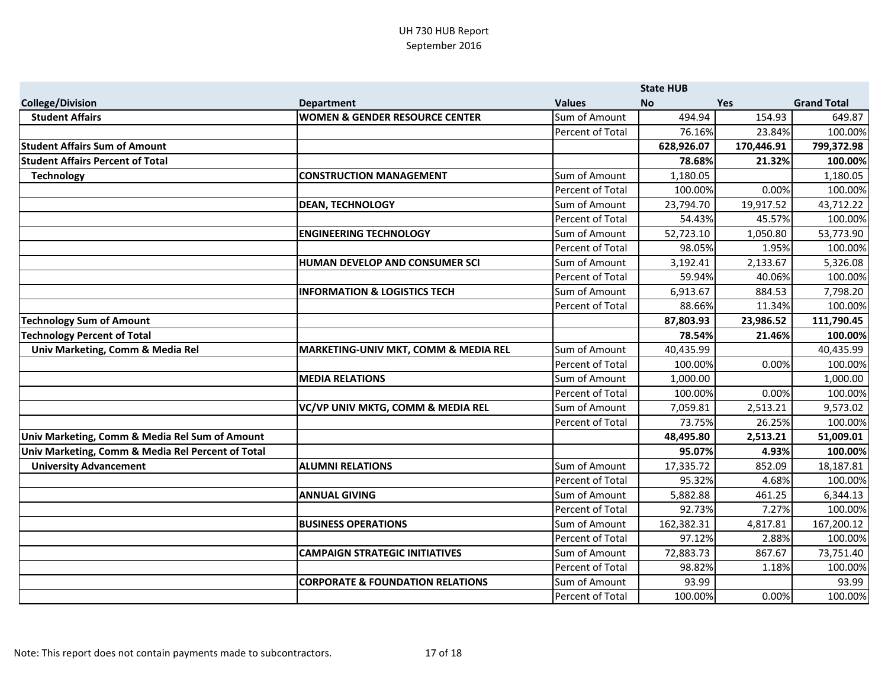UH 730 HUB Report
September 2016

| | | | State HUB | | |
|---|---|---|---|---|---|
| **College/Division** | **Department** | **Values** | **No** | **Yes** | **Grand Total** |
| **Student Affairs** | **WOMEN & GENDER RESOURCE CENTER** | Sum of Amount | 494.94 | 154.93 | 649.87 |
| | | Percent of Total | 76.16% | 23.84% | 100.00% |
| **Student Affairs Sum of Amount** | | | **628,926.07** | **170,446.91** | **799,372.98** |
| **Student Affairs Percent of Total** | | | **78.68%** | **21.32%** | **100.00%** |
| **Technology** | **CONSTRUCTION MANAGEMENT** | Sum of Amount | 1,180.05 | | 1,180.05 |
| | | Percent of Total | 100.00% | 0.00% | 100.00% |
| | **DEAN, TECHNOLOGY** | Sum of Amount | 23,794.70 | 19,917.52 | 43,712.22 |
| | | Percent of Total | 54.43% | 45.57% | 100.00% |
| | **ENGINEERING TECHNOLOGY** | Sum of Amount | 52,723.10 | 1,050.80 | 53,773.90 |
| | | Percent of Total | 98.05% | 1.95% | 100.00% |
| | **HUMAN DEVELOP AND CONSUMER SCI** | Sum of Amount | 3,192.41 | 2,133.67 | 5,326.08 |
| | | Percent of Total | 59.94% | 40.06% | 100.00% |
| | **INFORMATION & LOGISTICS TECH** | Sum of Amount | 6,913.67 | 884.53 | 7,798.20 |
| | | Percent of Total | 88.66% | 11.34% | 100.00% |
| **Technology Sum of Amount** | | | **87,803.93** | **23,986.52** | **111,790.45** |
| **Technology Percent of Total** | | | **78.54%** | **21.46%** | **100.00%** |
| **Univ Marketing, Comm & Media Rel** | **MARKETING-UNIV MKT, COMM & MEDIA REL** | Sum of Amount | 40,435.99 | | 40,435.99 |
| | | Percent of Total | 100.00% | 0.00% | 100.00% |
| | **MEDIA RELATIONS** | Sum of Amount | 1,000.00 | | 1,000.00 |
| | | Percent of Total | 100.00% | 0.00% | 100.00% |
| | **VC/VP UNIV MKTG, COMM & MEDIA REL** | Sum of Amount | 7,059.81 | 2,513.21 | 9,573.02 |
| | | Percent of Total | 73.75% | 26.25% | 100.00% |
| **Univ Marketing, Comm & Media Rel Sum of Amount** | | | **48,495.80** | **2,513.21** | **51,009.01** |
| **Univ Marketing, Comm & Media Rel Percent of Total** | | | **95.07%** | **4.93%** | **100.00%** |
| **University Advancement** | **ALUMNI RELATIONS** | Sum of Amount | 17,335.72 | 852.09 | 18,187.81 |
| | | Percent of Total | 95.32% | 4.68% | 100.00% |
| | **ANNUAL GIVING** | Sum of Amount | 5,882.88 | 461.25 | 6,344.13 |
| | | Percent of Total | 92.73% | 7.27% | 100.00% |
| | **BUSINESS OPERATIONS** | Sum of Amount | 162,382.31 | 4,817.81 | 167,200.12 |
| | | Percent of Total | 97.12% | 2.88% | 100.00% |
| | **CAMPAIGN STRATEGIC INITIATIVES** | Sum of Amount | 72,883.73 | 867.67 | 73,751.40 |
| | | Percent of Total | 98.82% | 1.18% | 100.00% |
| | **CORPORATE & FOUNDATION RELATIONS** | Sum of Amount | 93.99 | | 93.99 |
| | | Percent of Total | 100.00% | 0.00% | 100.00% |

Note: This report does not contain payments made to subcontractors.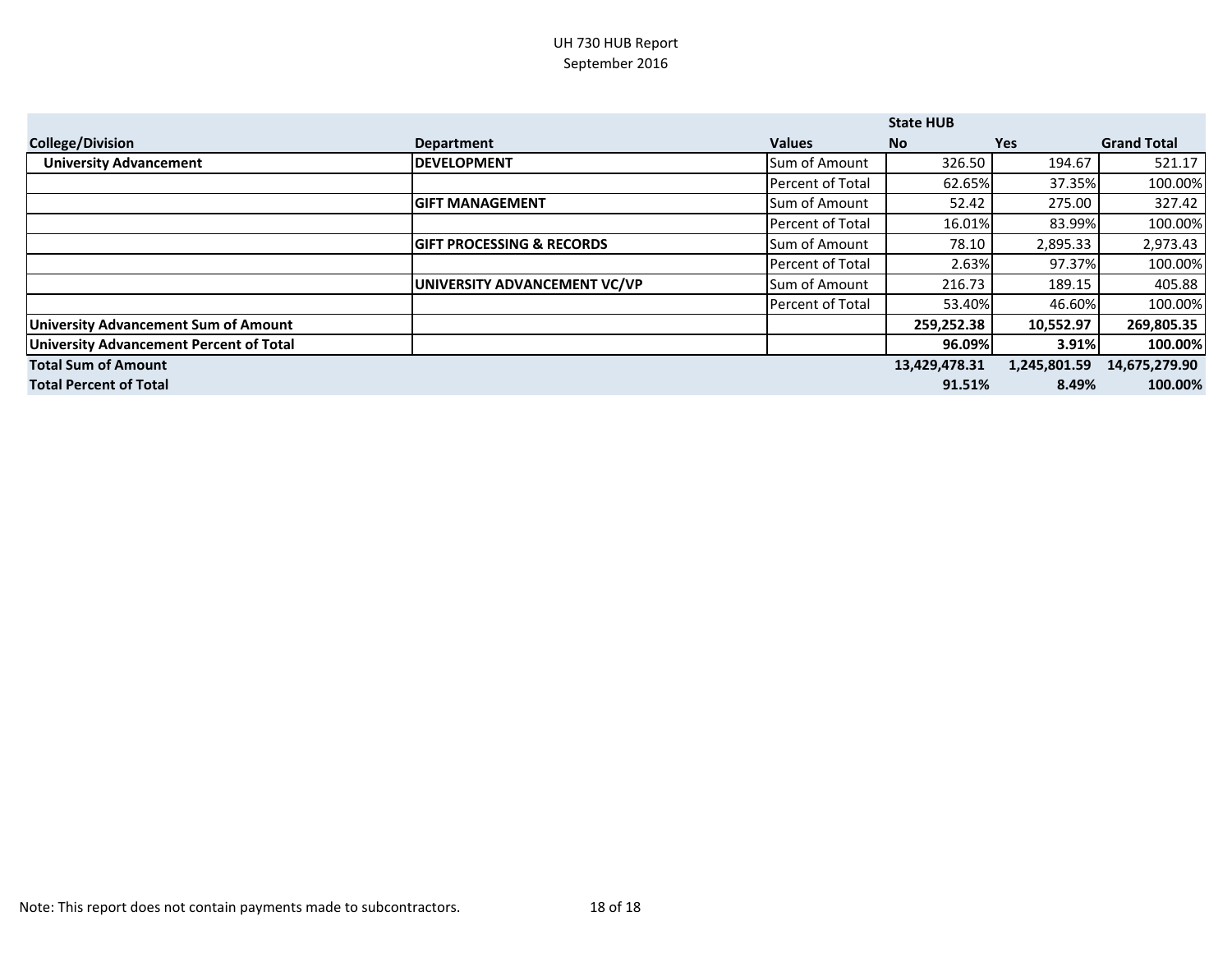UH 730 HUB Report
September 2016

| | | | State HUB | | |
|---|---|---|---|---|---|
| **College/Division** | **Department** | **Values** | **No** | **Yes** | **Grand Total** |
| **University Advancement** | **DEVELOPMENT** | Sum of Amount | 326.50 | 194.67 | 521.17 |
| | | Percent of Total | 62.65% | 37.35% | 100.00% |
| | **GIFT MANAGEMENT** | Sum of Amount | 52.42 | 275.00 | 327.42 |
| | | Percent of Total | 16.01% | 83.99% | 100.00% |
| | **GIFT PROCESSING & RECORDS** | Sum of Amount | 78.10 | 2,895.33 | 2,973.43 |
| | | Percent of Total | 2.63% | 97.37% | 100.00% |
| | **UNIVERSITY ADVANCEMENT VC/VP** | Sum of Amount | 216.73 | 189.15 | 405.88 |
| | | Percent of Total | 53.40% | 46.60% | 100.00% |
| **University Advancement Sum of Amount** | | | **259,252.38** | **10,552.97** | **269,805.35** |
| **University Advancement Percent of Total** | | | **96.09%** | **3.91%** | **100.00%** |
| **Total Sum of Amount** | | | **13,429,478.31** | **1,245,801.59** | **14,675,279.90** |
| **Total Percent of Total** | | | **91.51%** | **8.49%** | **100.00%** |

Note: This report does not contain payments made to subcontractors.